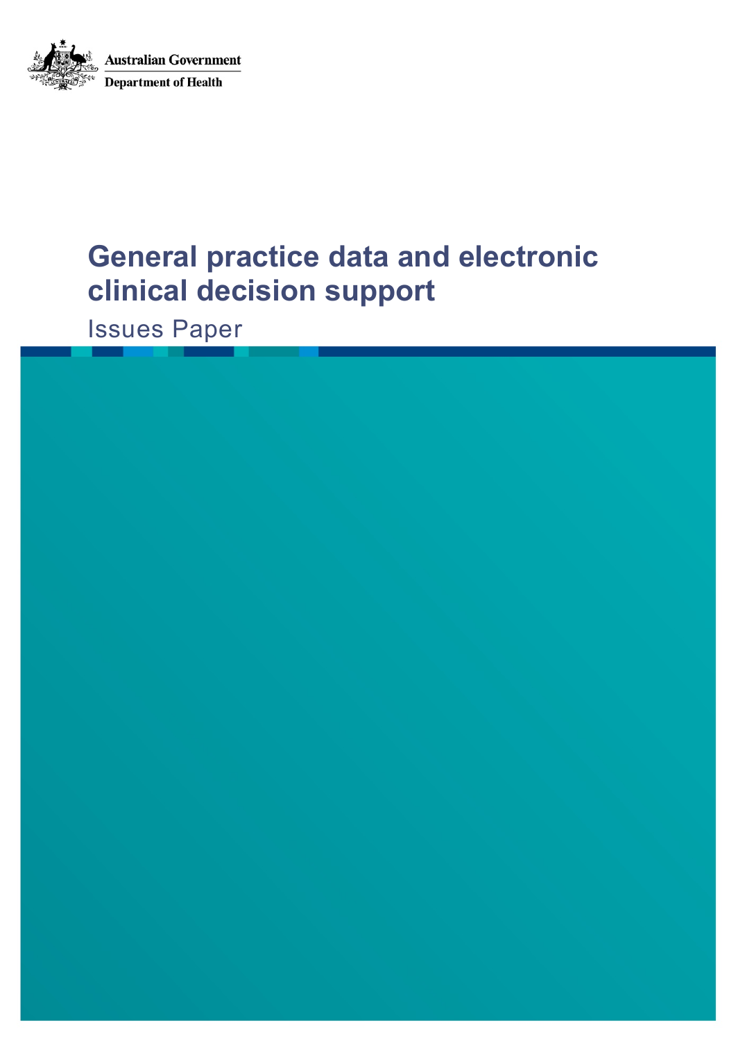Australian Government

Department of Health

# General practice data and electronic clinical decision support

## Issues Paper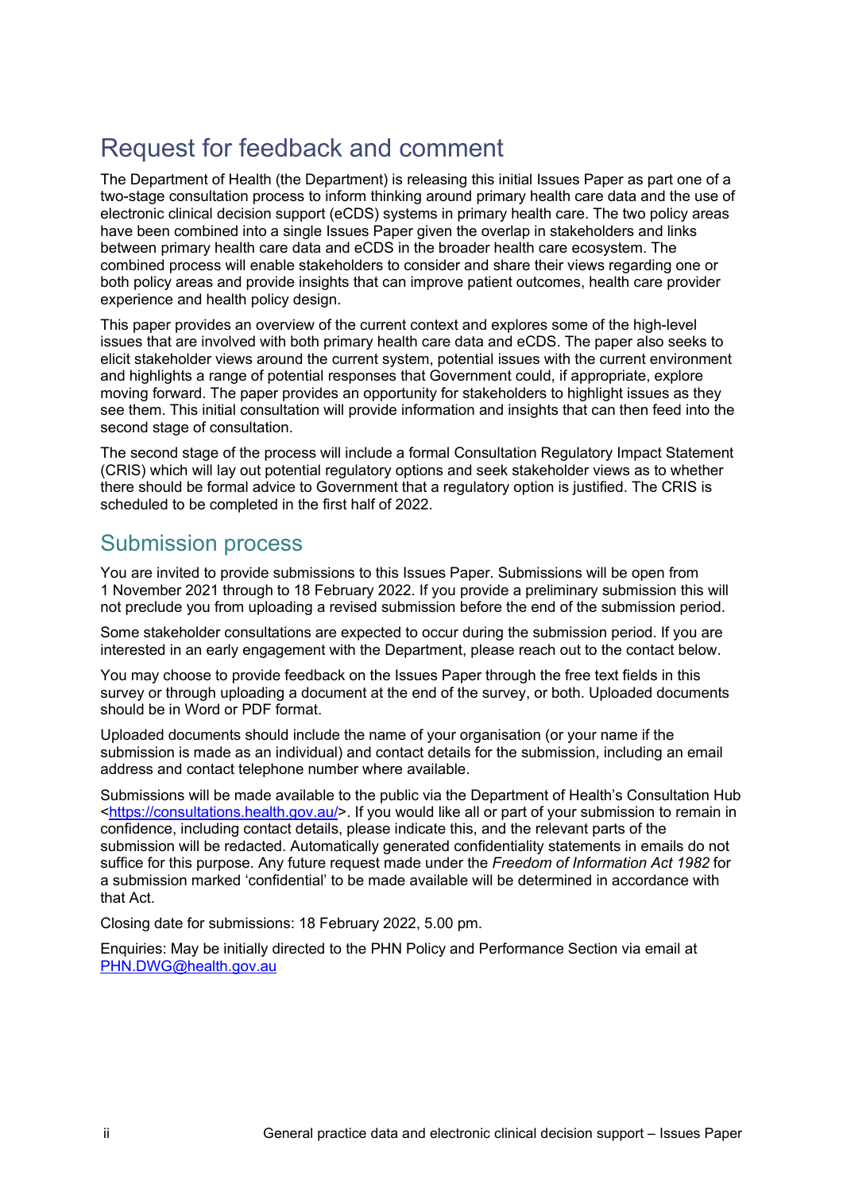# Request for feedback and comment

The Department of Health (the Department) is releasing this initial Issues Paper as part one of a two-stage consultation process to inform thinking around primary health care data and the use of electronic clinical decision support (eCDS) systems in primary health care. The two policy areas have been combined into a single Issues Paper given the overlap in stakeholders and links between primary health care data and eCDS in the broader health care ecosystem. The combined process will enable stakeholders to consider and share their views regarding one or both policy areas and provide insights that can improve patient outcomes, health care provider experience and health policy design.

This paper provides an overview of the current context and explores some of the high-level issues that are involved with both primary health care data and eCDS. The paper also seeks to elicit stakeholder views around the current system, potential issues with the current environment and highlights a range of potential responses that Government could, if appropriate, explore moving forward. The paper provides an opportunity for stakeholders to highlight issues as they see them. This initial consultation will provide information and insights that can then feed into the second stage of consultation.

The second stage of the process will include a formal Consultation Regulatory Impact Statement (CRIS) which will lay out potential regulatory options and seek stakeholder views as to whether there should be formal advice to Government that a regulatory option is justified. The CRIS is scheduled to be completed in the first half of 2022.

## Submission process

You are invited to provide submissions to this Issues Paper. Submissions will be open from 1 November 2021 through to 18 February 2022. If you provide a preliminary submission this will not preclude you from uploading a revised submission before the end of the submission period.

Some stakeholder consultations are expected to occur during the submission period. If you are interested in an early engagement with the Department, please reach out to the contact below.

You may choose to provide feedback on the Issues Paper through the free text fields in this survey or through uploading a document at the end of the survey, or both. Uploaded documents should be in Word or PDF format.

Uploaded documents should include the name of your organisation (or your name if the submission is made as an individual) and contact details for the submission, including an email address and contact telephone number where available.

Submissions will be made available to the public via the Department of Health's Consultation Hub <https://consultations.health.gov.au/>. If you would like all or part of your submission to remain in confidence, including contact details, please indicate this, and the relevant parts of the submission will be redacted. Automatically generated confidentiality statements in emails do not suffice for this purpose. Any future request made under the *Freedom of Information Act 1982* for a submission marked 'confidential' to be made available will be determined in accordance with that Act.

Closing date for submissions: 18 February 2022, 5.00 pm.

Enquiries: May be initially directed to the PHN Policy and Performance Section via email at PHN.DWG@health.gov.au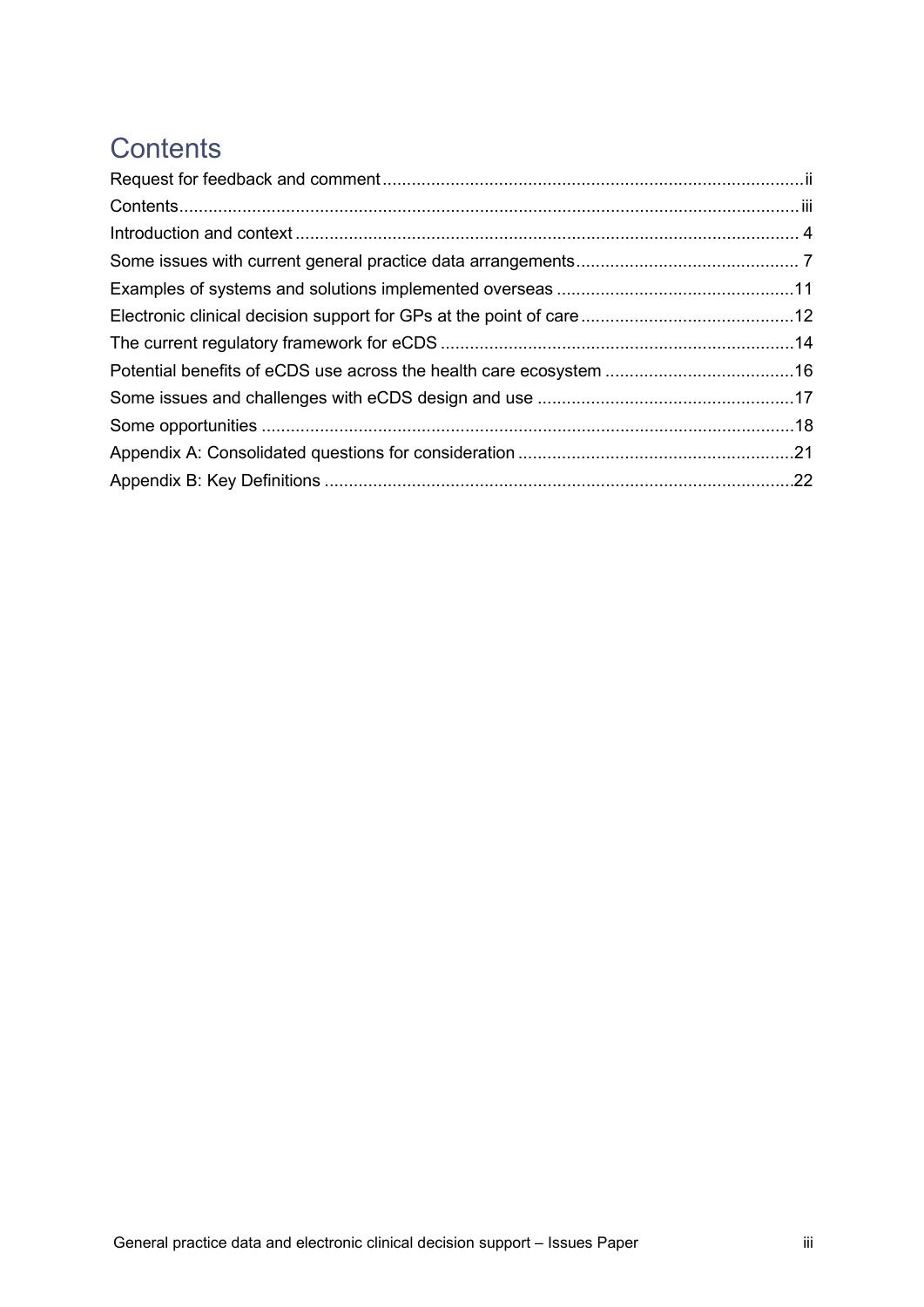# Contents

Request for feedback and comment .......................................................................................ii
Contents................................................................................................................................iii
Introduction and context ........................................................................................................ 4
Some issues with current general practice data arrangements.............................................. 7
Examples of systems and solutions implemented overseas .................................................11
Electronic clinical decision support for GPs at the point of care............................................12
The current regulatory framework for eCDS .........................................................................14
Potential benefits of eCDS use across the health care ecosystem .......................................16
Some issues and challenges with eCDS design and use .....................................................17
Some opportunities ..............................................................................................................18
Appendix A: Consolidated questions for consideration .........................................................21
Appendix B: Key Definitions .................................................................................................22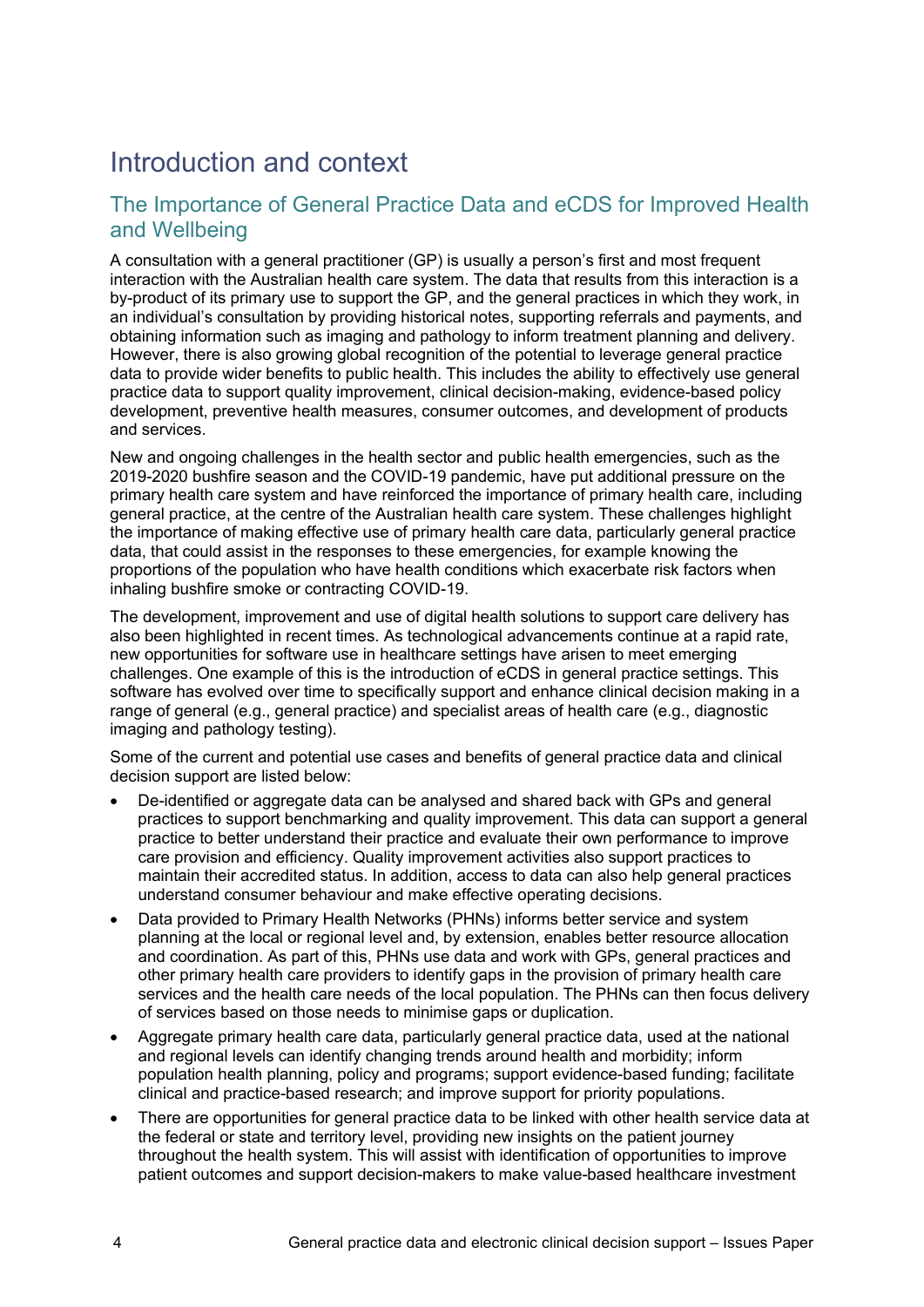# Introduction and context

## The Importance of General Practice Data and eCDS for Improved Health and Wellbeing

A consultation with a general practitioner (GP) is usually a person's first and most frequent interaction with the Australian health care system. The data that results from this interaction is a by-product of its primary use to support the GP, and the general practices in which they work, in an individual's consultation by providing historical notes, supporting referrals and payments, and obtaining information such as imaging and pathology to inform treatment planning and delivery. However, there is also growing global recognition of the potential to leverage general practice data to provide wider benefits to public health. This includes the ability to effectively use general practice data to support quality improvement, clinical decision-making, evidence-based policy development, preventive health measures, consumer outcomes, and development of products and services.

New and ongoing challenges in the health sector and public health emergencies, such as the 2019-2020 bushfire season and the COVID-19 pandemic, have put additional pressure on the primary health care system and have reinforced the importance of primary health care, including general practice, at the centre of the Australian health care system. These challenges highlight the importance of making effective use of primary health care data, particularly general practice data, that could assist in the responses to these emergencies, for example knowing the proportions of the population who have health conditions which exacerbate risk factors when inhaling bushfire smoke or contracting COVID-19.

The development, improvement and use of digital health solutions to support care delivery has also been highlighted in recent times. As technological advancements continue at a rapid rate, new opportunities for software use in healthcare settings have arisen to meet emerging challenges. One example of this is the introduction of eCDS in general practice settings. This software has evolved over time to specifically support and enhance clinical decision making in a range of general (e.g., general practice) and specialist areas of health care (e.g., diagnostic imaging and pathology testing).

Some of the current and potential use cases and benefits of general practice data and clinical decision support are listed below:

- De-identified or aggregate data can be analysed and shared back with GPs and general practices to support benchmarking and quality improvement. This data can support a general practice to better understand their practice and evaluate their own performance to improve care provision and efficiency. Quality improvement activities also support practices to maintain their accredited status. In addition, access to data can also help general practices understand consumer behaviour and make effective operating decisions.
- Data provided to Primary Health Networks (PHNs) informs better service and system planning at the local or regional level and, by extension, enables better resource allocation and coordination. As part of this, PHNs use data and work with GPs, general practices and other primary health care providers to identify gaps in the provision of primary health care services and the health care needs of the local population. The PHNs can then focus delivery of services based on those needs to minimise gaps or duplication.
- Aggregate primary health care data, particularly general practice data, used at the national and regional levels can identify changing trends around health and morbidity; inform population health planning, policy and programs; support evidence-based funding; facilitate clinical and practice-based research; and improve support for priority populations.
- There are opportunities for general practice data to be linked with other health service data at the federal or state and territory level, providing new insights on the patient journey throughout the health system. This will assist with identification of opportunities to improve patient outcomes and support decision-makers to make value-based healthcare investment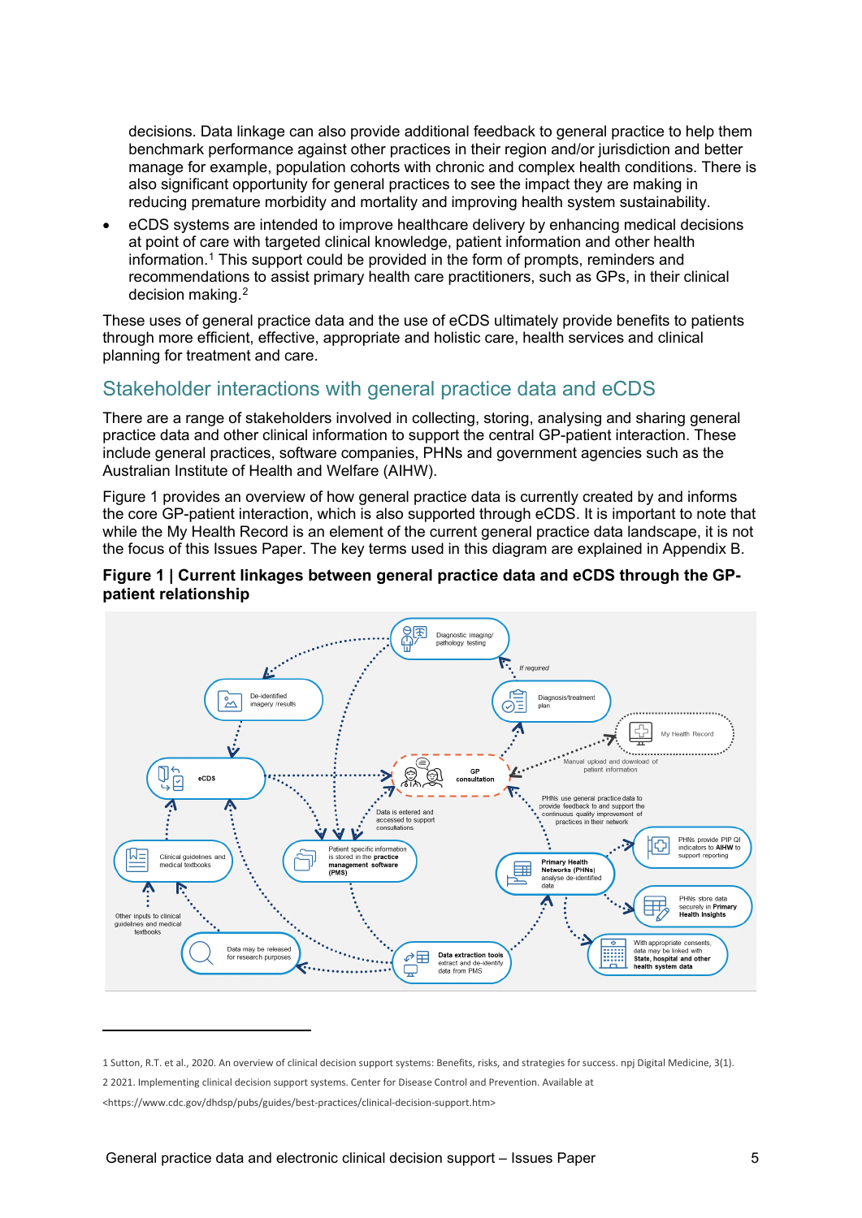decisions. Data linkage can also provide additional feedback to general practice to help them benchmark performance against other practices in their region and/or jurisdiction and better manage for example, population cohorts with chronic and complex health conditions. There is also significant opportunity for general practices to see the impact they are making in reducing premature morbidity and mortality and improving health system sustainability.

- eCDS systems are intended to improve healthcare delivery by enhancing medical decisions at point of care with targeted clinical knowledge, patient information and other health information.[1] This support could be provided in the form of prompts, reminders and recommendations to assist primary health care practitioners, such as GPs, in their clinical decision making.[2]

These uses of general practice data and the use of eCDS ultimately provide benefits to patients through more efficient, effective, appropriate and holistic care, health services and clinical planning for treatment and care.

## Stakeholder interactions with general practice data and eCDS

There are a range of stakeholders involved in collecting, storing, analysing and sharing general practice data and other clinical information to support the central GP-patient interaction. These include general practices, software companies, PHNs and government agencies such as the Australian Institute of Health and Welfare (AIHW).

Figure 1 provides an overview of how general practice data is currently created by and informs the core GP-patient interaction, which is also supported through eCDS. It is important to note that while the My Health Record is an element of the current general practice data landscape, it is not the focus of this Issues Paper. The key terms used in this diagram are explained in Appendix B.

**Figure 1 | Current linkages between general practice data and eCDS through the GP-patient relationship**

Diagnostic imaging/ pathology testing

*If required*

Diagnosis/treatment plan

De-identified imagery /results

My Health Record

Manual upload and download of patient information

eCDS

GP consultation

Data is entered and accessed to support consultations

PHNs use general practice data to provide feedback to and support the continuous quality improvement of practices in their network

Clinical guidelines and medical textbooks

Patient specific information is stored in the **practice management software (PMS)**

**Primary Health Networks (PHNs)** analyse de-identified data

PHNs provide PIP QI indicators to **AIHW** to support reporting

Other inputs to clinical guidelines and medical textbooks

PHNs store data securely in **Primary Health Insights**

Data may be released for research purposes

**Data extraction tools** extract and de-identify data from PMS

With appropriate consents, data may be linked with **State, hospital and other health system data**

---

1 Sutton, R.T. et al., 2020. An overview of clinical decision support systems: Benefits, risks, and strategies for success. npj Digital Medicine, 3(1).

2 2021. Implementing clinical decision support systems. Center for Disease Control and Prevention. Available at <https://www.cdc.gov/dhdsp/pubs/guides/best-practices/clinical-decision-support.htm>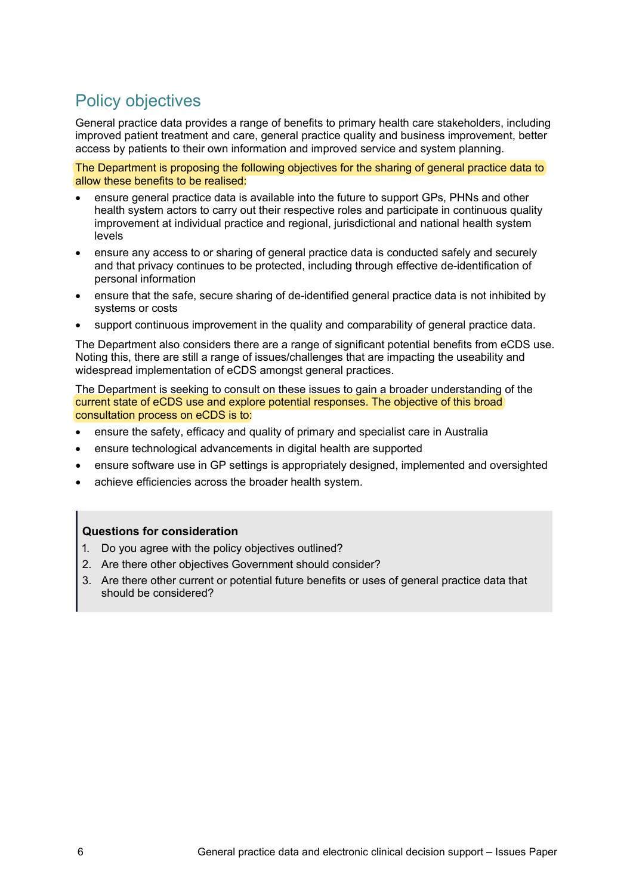## Policy objectives

General practice data provides a range of benefits to primary health care stakeholders, including improved patient treatment and care, general practice quality and business improvement, better access by patients to their own information and improved service and system planning.

The Department is proposing the following objectives for the sharing of general practice data to allow these benefits to be realised:

- ensure general practice data is available into the future to support GPs, PHNs and other health system actors to carry out their respective roles and participate in continuous quality improvement at individual practice and regional, jurisdictional and national health system levels
- ensure any access to or sharing of general practice data is conducted safely and securely and that privacy continues to be protected, including through effective de-identification of personal information
- ensure that the safe, secure sharing of de-identified general practice data is not inhibited by systems or costs
- support continuous improvement in the quality and comparability of general practice data.

The Department also considers there are a range of significant potential benefits from eCDS use. Noting this, there are still a range of issues/challenges that are impacting the useability and widespread implementation of eCDS amongst general practices.

The Department is seeking to consult on these issues to gain a broader understanding of the current state of eCDS use and explore potential responses. The objective of this broad consultation process on eCDS is to:

- ensure the safety, efficacy and quality of primary and specialist care in Australia
- ensure technological advancements in digital health are supported
- ensure software use in GP settings is appropriately designed, implemented and oversighted
- achieve efficiencies across the broader health system.

> **Questions for consideration**
>
> 1. Do you agree with the policy objectives outlined?
> 2. Are there other objectives Government should consider?
> 3. Are there other current or potential future benefits or uses of general practice data that should be considered?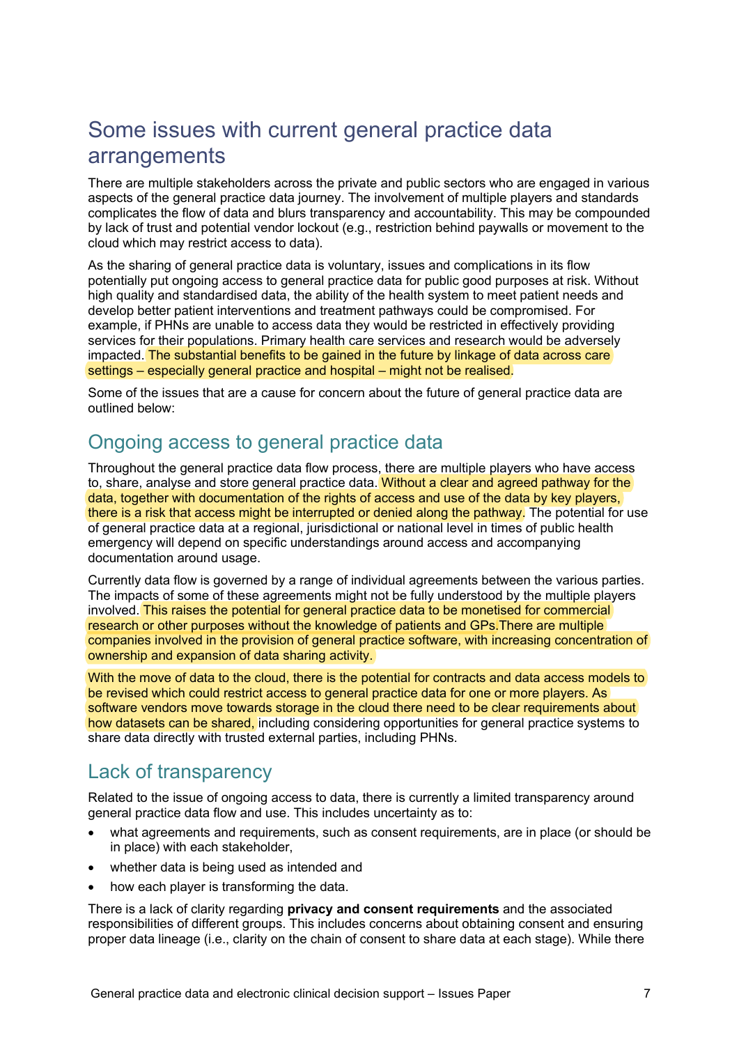# Some issues with current general practice data arrangements

There are multiple stakeholders across the private and public sectors who are engaged in various aspects of the general practice data journey. The involvement of multiple players and standards complicates the flow of data and blurs transparency and accountability. This may be compounded by lack of trust and potential vendor lockout (e.g., restriction behind paywalls or movement to the cloud which may restrict access to data).

As the sharing of general practice data is voluntary, issues and complications in its flow potentially put ongoing access to general practice data for public good purposes at risk. Without high quality and standardised data, the ability of the health system to meet patient needs and develop better patient interventions and treatment pathways could be compromised. For example, if PHNs are unable to access data they would be restricted in effectively providing services for their populations. Primary health care services and research would be adversely impacted. The substantial benefits to be gained in the future by linkage of data across care settings – especially general practice and hospital – might not be realised.

Some of the issues that are a cause for concern about the future of general practice data are outlined below:

## Ongoing access to general practice data

Throughout the general practice data flow process, there are multiple players who have access to, share, analyse and store general practice data. Without a clear and agreed pathway for the data, together with documentation of the rights of access and use of the data by key players, there is a risk that access might be interrupted or denied along the pathway. The potential for use of general practice data at a regional, jurisdictional or national level in times of public health emergency will depend on specific understandings around access and accompanying documentation around usage.

Currently data flow is governed by a range of individual agreements between the various parties. The impacts of some of these agreements might not be fully understood by the multiple players involved. This raises the potential for general practice data to be monetised for commercial research or other purposes without the knowledge of patients and GPs.There are multiple companies involved in the provision of general practice software, with increasing concentration of ownership and expansion of data sharing activity.

With the move of data to the cloud, there is the potential for contracts and data access models to be revised which could restrict access to general practice data for one or more players. As software vendors move towards storage in the cloud there need to be clear requirements about how datasets can be shared, including considering opportunities for general practice systems to share data directly with trusted external parties, including PHNs.

## Lack of transparency

Related to the issue of ongoing access to data, there is currently a limited transparency around general practice data flow and use. This includes uncertainty as to:

- what agreements and requirements, such as consent requirements, are in place (or should be in place) with each stakeholder,
- whether data is being used as intended and
- how each player is transforming the data.

There is a lack of clarity regarding **privacy and consent requirements** and the associated responsibilities of different groups. This includes concerns about obtaining consent and ensuring proper data lineage (i.e., clarity on the chain of consent to share data at each stage). While there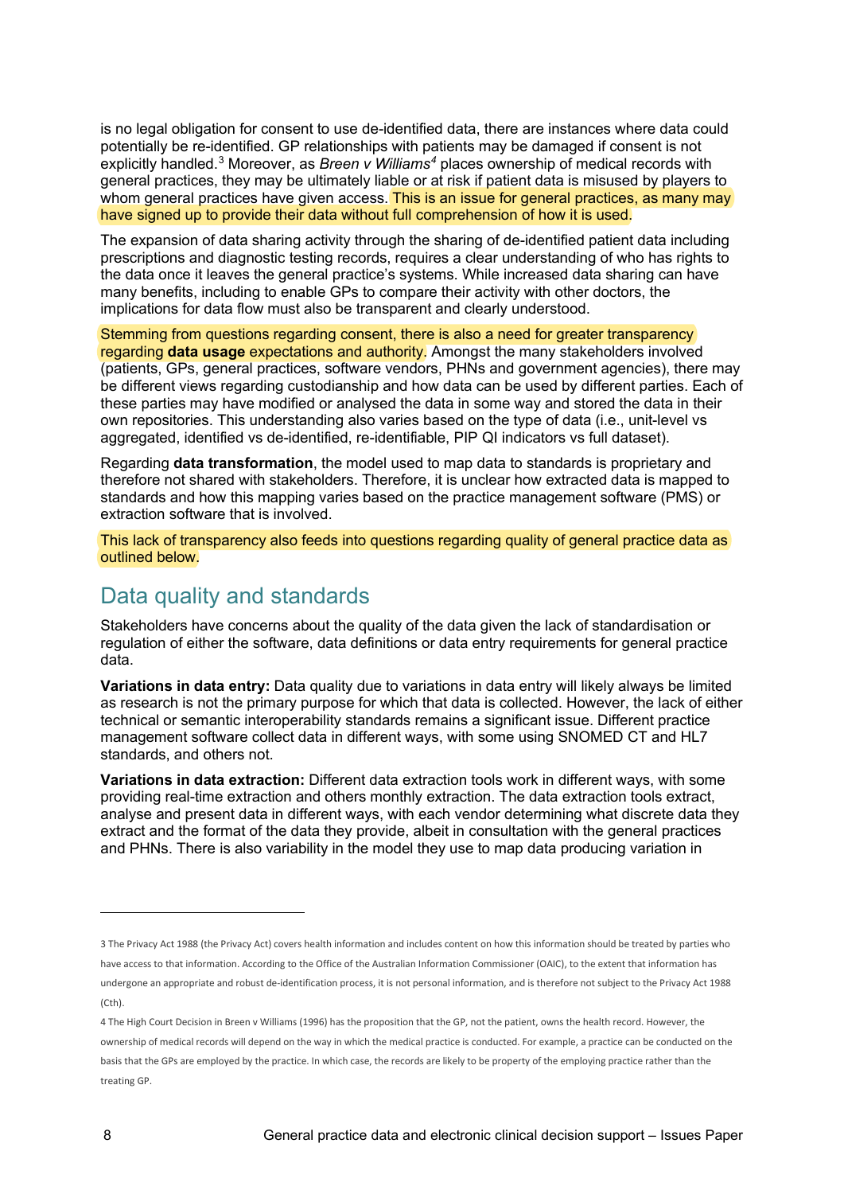is no legal obligation for consent to use de-identified data, there are instances where data could potentially be re-identified. GP relationships with patients may be damaged if consent is not explicitly handled.[3] Moreover, as *Breen v Williams*[4] places ownership of medical records with general practices, they may be ultimately liable or at risk if patient data is misused by players to whom general practices have given access. This is an issue for general practices, as many may have signed up to provide their data without full comprehension of how it is used.

The expansion of data sharing activity through the sharing of de-identified patient data including prescriptions and diagnostic testing records, requires a clear understanding of who has rights to the data once it leaves the general practice's systems. While increased data sharing can have many benefits, including to enable GPs to compare their activity with other doctors, the implications for data flow must also be transparent and clearly understood.

Stemming from questions regarding consent, there is also a need for greater transparency regarding **data usage** expectations and authority. Amongst the many stakeholders involved (patients, GPs, general practices, software vendors, PHNs and government agencies), there may be different views regarding custodianship and how data can be used by different parties. Each of these parties may have modified or analysed the data in some way and stored the data in their own repositories. This understanding also varies based on the type of data (i.e., unit-level vs aggregated, identified vs de-identified, re-identifiable, PIP QI indicators vs full dataset).

Regarding **data transformation**, the model used to map data to standards is proprietary and therefore not shared with stakeholders. Therefore, it is unclear how extracted data is mapped to standards and how this mapping varies based on the practice management software (PMS) or extraction software that is involved.

This lack of transparency also feeds into questions regarding quality of general practice data as outlined below.

## Data quality and standards

Stakeholders have concerns about the quality of the data given the lack of standardisation or regulation of either the software, data definitions or data entry requirements for general practice data.

**Variations in data entry:** Data quality due to variations in data entry will likely always be limited as research is not the primary purpose for which that data is collected. However, the lack of either technical or semantic interoperability standards remains a significant issue. Different practice management software collect data in different ways, with some using SNOMED CT and HL7 standards, and others not.

**Variations in data extraction:** Different data extraction tools work in different ways, with some providing real-time extraction and others monthly extraction. The data extraction tools extract, analyse and present data in different ways, with each vendor determining what discrete data they extract and the format of the data they provide, albeit in consultation with the general practices and PHNs. There is also variability in the model they use to map data producing variation in

---

3 The Privacy Act 1988 (the Privacy Act) covers health information and includes content on how this information should be treated by parties who have access to that information. According to the Office of the Australian Information Commissioner (OAIC), to the extent that information has undergone an appropriate and robust de-identification process, it is not personal information, and is therefore not subject to the Privacy Act 1988 (Cth).

4 The High Court Decision in Breen v Williams (1996) has the proposition that the GP, not the patient, owns the health record. However, the ownership of medical records will depend on the way in which the medical practice is conducted. For example, a practice can be conducted on the basis that the GPs are employed by the practice. In which case, the records are likely to be property of the employing practice rather than the treating GP.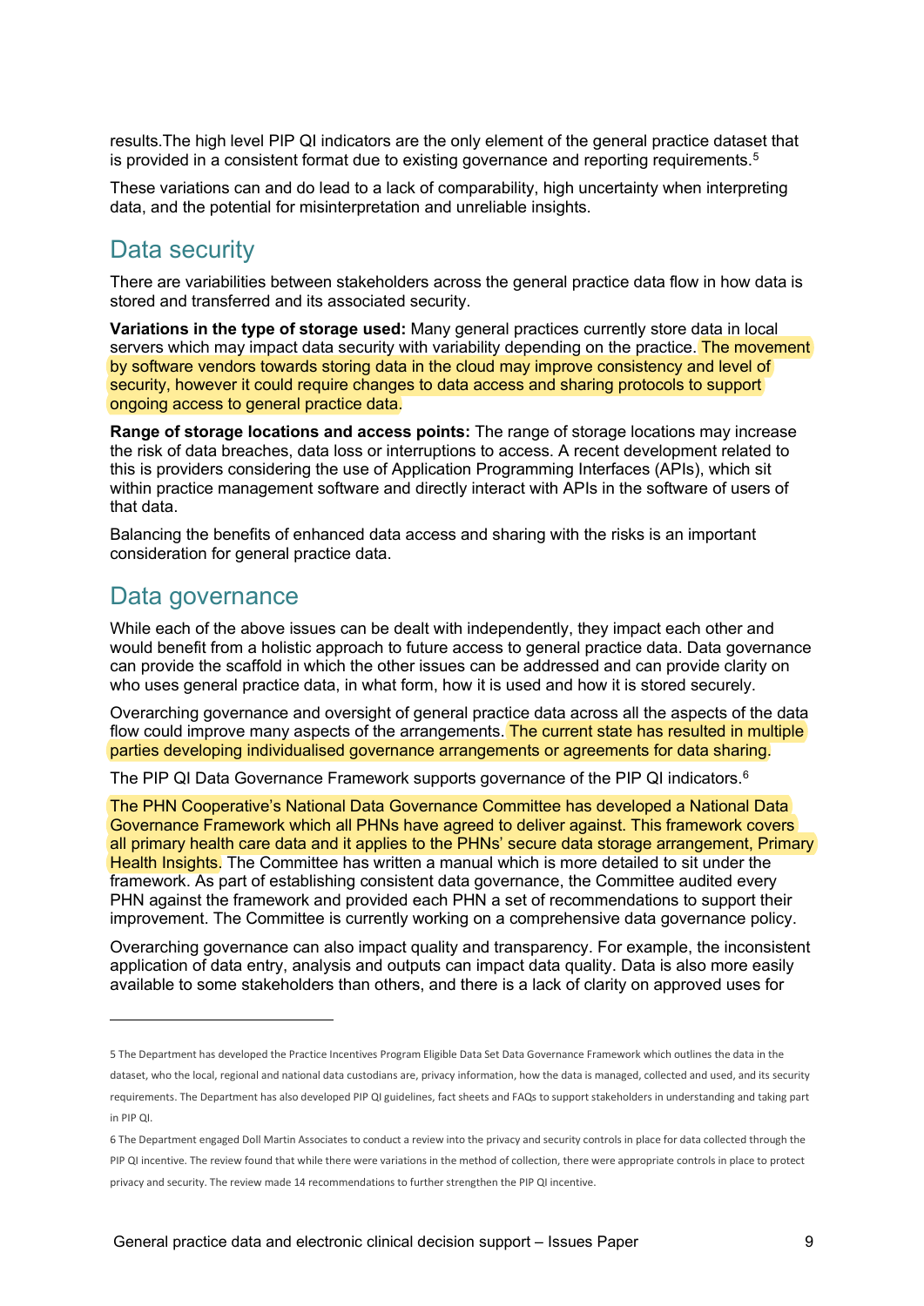results.The high level PIP QI indicators are the only element of the general practice dataset that is provided in a consistent format due to existing governance and reporting requirements.[5]

These variations can and do lead to a lack of comparability, high uncertainty when interpreting data, and the potential for misinterpretation and unreliable insights.

## Data security

There are variabilities between stakeholders across the general practice data flow in how data is stored and transferred and its associated security.

**Variations in the type of storage used:** Many general practices currently store data in local servers which may impact data security with variability depending on the practice. The movement by software vendors towards storing data in the cloud may improve consistency and level of security, however it could require changes to data access and sharing protocols to support ongoing access to general practice data.

**Range of storage locations and access points:** The range of storage locations may increase the risk of data breaches, data loss or interruptions to access. A recent development related to this is providers considering the use of Application Programming Interfaces (APIs), which sit within practice management software and directly interact with APIs in the software of users of that data.

Balancing the benefits of enhanced data access and sharing with the risks is an important consideration for general practice data.

## Data governance

While each of the above issues can be dealt with independently, they impact each other and would benefit from a holistic approach to future access to general practice data. Data governance can provide the scaffold in which the other issues can be addressed and can provide clarity on who uses general practice data, in what form, how it is used and how it is stored securely.

Overarching governance and oversight of general practice data across all the aspects of the data flow could improve many aspects of the arrangements. The current state has resulted in multiple parties developing individualised governance arrangements or agreements for data sharing.

The PIP QI Data Governance Framework supports governance of the PIP QI indicators.[6]

The PHN Cooperative's National Data Governance Committee has developed a National Data Governance Framework which all PHNs have agreed to deliver against. This framework covers all primary health care data and it applies to the PHNs' secure data storage arrangement, Primary Health Insights. The Committee has written a manual which is more detailed to sit under the framework. As part of establishing consistent data governance, the Committee audited every PHN against the framework and provided each PHN a set of recommendations to support their improvement. The Committee is currently working on a comprehensive data governance policy.

Overarching governance can also impact quality and transparency. For example, the inconsistent application of data entry, analysis and outputs can impact data quality. Data is also more easily available to some stakeholders than others, and there is a lack of clarity on approved uses for

---

5 The Department has developed the Practice Incentives Program Eligible Data Set Data Governance Framework which outlines the data in the dataset, who the local, regional and national data custodians are, privacy information, how the data is managed, collected and used, and its security requirements. The Department has also developed PIP QI guidelines, fact sheets and FAQs to support stakeholders in understanding and taking part in PIP QI.

6 The Department engaged Doll Martin Associates to conduct a review into the privacy and security controls in place for data collected through the PIP QI incentive. The review found that while there were variations in the method of collection, there were appropriate controls in place to protect privacy and security. The review made 14 recommendations to further strengthen the PIP QI incentive.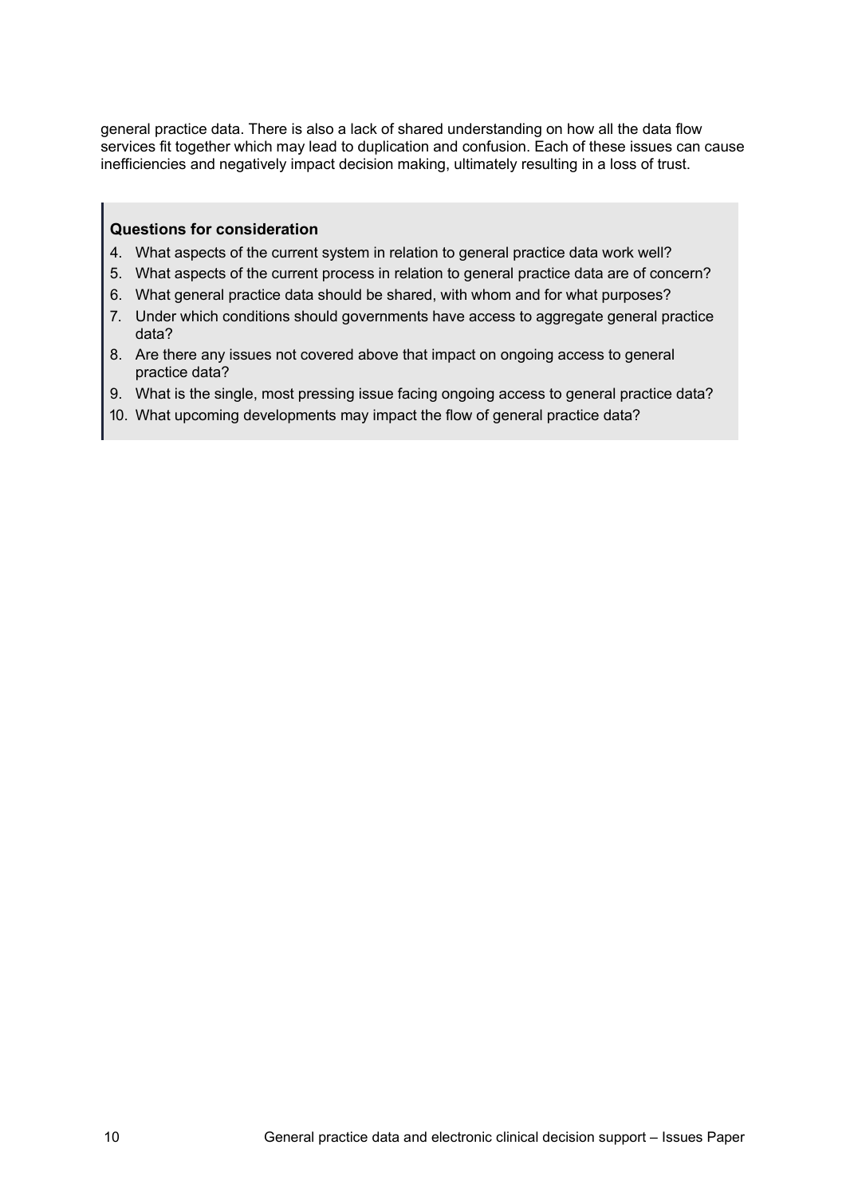general practice data. There is also a lack of shared understanding on how all the data flow services fit together which may lead to duplication and confusion. Each of these issues can cause inefficiencies and negatively impact decision making, ultimately resulting in a loss of trust.

> **Questions for consideration**
>
> 4. What aspects of the current system in relation to general practice data work well?
> 5. What aspects of the current process in relation to general practice data are of concern?
> 6. What general practice data should be shared, with whom and for what purposes?
> 7. Under which conditions should governments have access to aggregate general practice data?
> 8. Are there any issues not covered above that impact on ongoing access to general practice data?
> 9. What is the single, most pressing issue facing ongoing access to general practice data?
> 10. What upcoming developments may impact the flow of general practice data?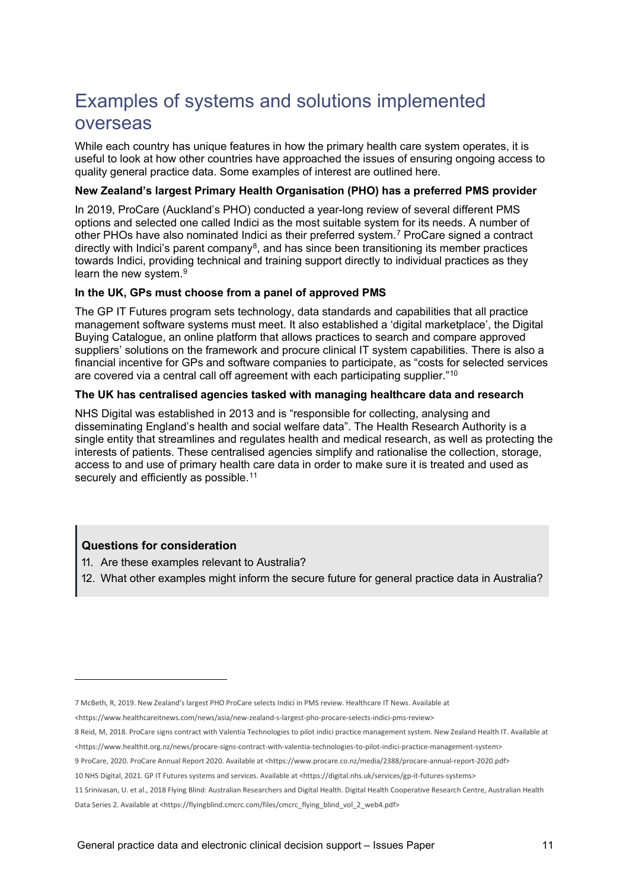# Examples of systems and solutions implemented overseas

While each country has unique features in how the primary health care system operates, it is useful to look at how other countries have approached the issues of ensuring ongoing access to quality general practice data. Some examples of interest are outlined here.

**New Zealand's largest Primary Health Organisation (PHO) has a preferred PMS provider**

In 2019, ProCare (Auckland's PHO) conducted a year-long review of several different PMS options and selected one called Indici as the most suitable system for its needs. A number of other PHOs have also nominated Indici as their preferred system.[7] ProCare signed a contract directly with Indici's parent company[8], and has since been transitioning its member practices towards Indici, providing technical and training support directly to individual practices as they learn the new system.[9]

**In the UK, GPs must choose from a panel of approved PMS**

The GP IT Futures program sets technology, data standards and capabilities that all practice management software systems must meet. It also established a 'digital marketplace', the Digital Buying Catalogue, an online platform that allows practices to search and compare approved suppliers' solutions on the framework and procure clinical IT system capabilities. There is also a financial incentive for GPs and software companies to participate, as "costs for selected services are covered via a central call off agreement with each participating supplier."[10]

**The UK has centralised agencies tasked with managing healthcare data and research**

NHS Digital was established in 2013 and is "responsible for collecting, analysing and disseminating England's health and social welfare data". The Health Research Authority is a single entity that streamlines and regulates health and medical research, as well as protecting the interests of patients. These centralised agencies simplify and rationalise the collection, storage, access to and use of primary health care data in order to make sure it is treated and used as securely and efficiently as possible.[11]

> **Questions for consideration**
>
> 11. Are these examples relevant to Australia?
> 12. What other examples might inform the secure future for general practice data in Australia?

---

7 McBeth, R, 2019. New Zealand's largest PHO ProCare selects Indici in PMS review. Healthcare IT News. Available at <https://www.healthcareitnews.com/news/asia/new-zealand-s-largest-pho-procare-selects-indici-pms-review>

8 Reid, M, 2018. ProCare signs contract with Valentia Technologies to pilot indici practice management system. New Zealand Health IT. Available at <https://www.healthit.org.nz/news/procare-signs-contract-with-valentia-technologies-to-pilot-indici-practice-management-system>

9 ProCare, 2020. ProCare Annual Report 2020. Available at <https://www.procare.co.nz/media/2388/procare-annual-report-2020.pdf>

10 NHS Digital, 2021. GP IT Futures systems and services. Available at <https://digital.nhs.uk/services/gp-it-futures-systems>

11 Srinivasan, U. et al., 2018 Flying Blind: Australian Researchers and Digital Health. Digital Health Cooperative Research Centre, Australian Health Data Series 2. Available at <https://flyingblind.cmcrc.com/files/cmcrc_flying_blind_vol_2_web4.pdf>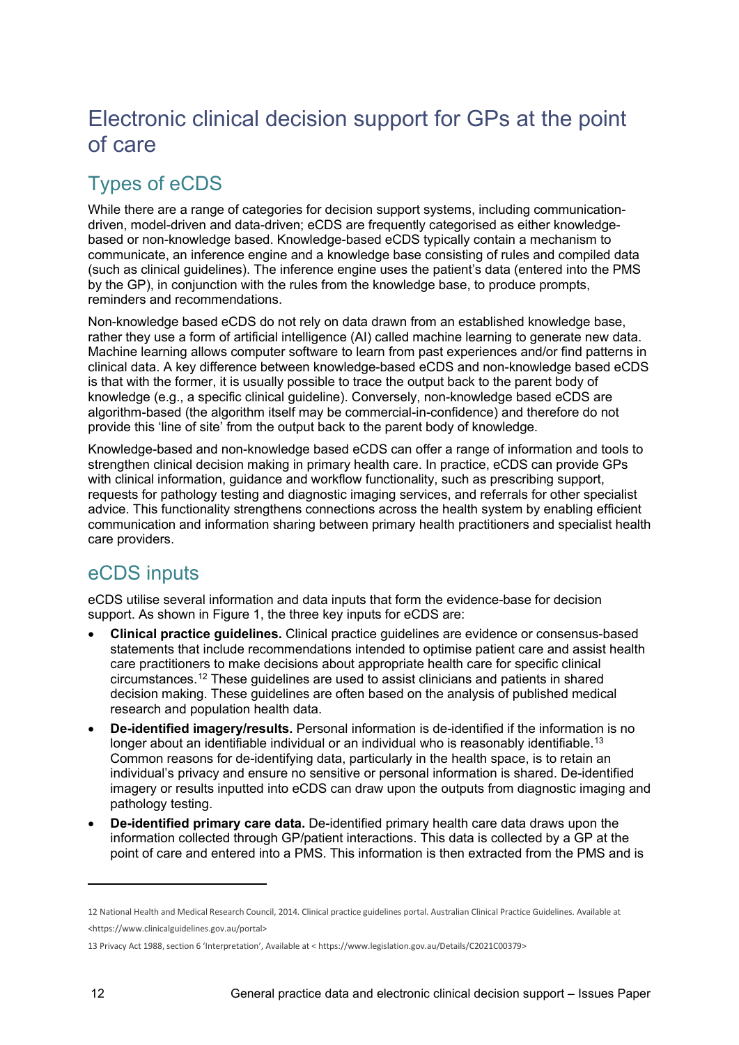# Electronic clinical decision support for GPs at the point of care

## Types of eCDS

While there are a range of categories for decision support systems, including communication-driven, model-driven and data-driven; eCDS are frequently categorised as either knowledge-based or non-knowledge based. Knowledge-based eCDS typically contain a mechanism to communicate, an inference engine and a knowledge base consisting of rules and compiled data (such as clinical guidelines). The inference engine uses the patient's data (entered into the PMS by the GP), in conjunction with the rules from the knowledge base, to produce prompts, reminders and recommendations.

Non-knowledge based eCDS do not rely on data drawn from an established knowledge base, rather they use a form of artificial intelligence (AI) called machine learning to generate new data. Machine learning allows computer software to learn from past experiences and/or find patterns in clinical data. A key difference between knowledge-based eCDS and non-knowledge based eCDS is that with the former, it is usually possible to trace the output back to the parent body of knowledge (e.g., a specific clinical guideline). Conversely, non-knowledge based eCDS are algorithm-based (the algorithm itself may be commercial-in-confidence) and therefore do not provide this 'line of site' from the output back to the parent body of knowledge.

Knowledge-based and non-knowledge based eCDS can offer a range of information and tools to strengthen clinical decision making in primary health care. In practice, eCDS can provide GPs with clinical information, guidance and workflow functionality, such as prescribing support, requests for pathology testing and diagnostic imaging services, and referrals for other specialist advice. This functionality strengthens connections across the health system by enabling efficient communication and information sharing between primary health practitioners and specialist health care providers.

## eCDS inputs

eCDS utilise several information and data inputs that form the evidence-base for decision support. As shown in Figure 1, the three key inputs for eCDS are:

- **Clinical practice guidelines.** Clinical practice guidelines are evidence or consensus-based statements that include recommendations intended to optimise patient care and assist health care practitioners to make decisions about appropriate health care for specific clinical circumstances.[12] These guidelines are used to assist clinicians and patients in shared decision making. These guidelines are often based on the analysis of published medical research and population health data.
- **De-identified imagery/results.** Personal information is de-identified if the information is no longer about an identifiable individual or an individual who is reasonably identifiable.[13] Common reasons for de-identifying data, particularly in the health space, is to retain an individual's privacy and ensure no sensitive or personal information is shared. De-identified imagery or results inputted into eCDS can draw upon the outputs from diagnostic imaging and pathology testing.
- **De-identified primary care data.** De-identified primary health care data draws upon the information collected through GP/patient interactions. This data is collected by a GP at the point of care and entered into a PMS. This information is then extracted from the PMS and is

---

12 National Health and Medical Research Council, 2014. Clinical practice guidelines portal. Australian Clinical Practice Guidelines. Available at <https://www.clinicalguidelines.gov.au/portal>

13 Privacy Act 1988, section 6 'Interpretation', Available at < https://www.legislation.gov.au/Details/C2021C00379>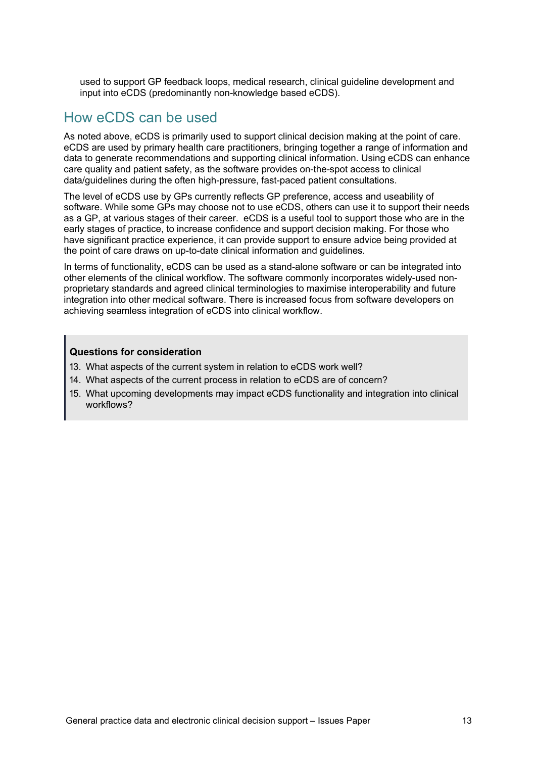used to support GP feedback loops, medical research, clinical guideline development and input into eCDS (predominantly non-knowledge based eCDS).

## How eCDS can be used

As noted above, eCDS is primarily used to support clinical decision making at the point of care. eCDS are used by primary health care practitioners, bringing together a range of information and data to generate recommendations and supporting clinical information. Using eCDS can enhance care quality and patient safety, as the software provides on-the-spot access to clinical data/guidelines during the often high-pressure, fast-paced patient consultations.

The level of eCDS use by GPs currently reflects GP preference, access and useability of software. While some GPs may choose not to use eCDS, others can use it to support their needs as a GP, at various stages of their career. eCDS is a useful tool to support those who are in the early stages of practice, to increase confidence and support decision making. For those who have significant practice experience, it can provide support to ensure advice being provided at the point of care draws on up-to-date clinical information and guidelines.

In terms of functionality, eCDS can be used as a stand-alone software or can be integrated into other elements of the clinical workflow. The software commonly incorporates widely-used non-proprietary standards and agreed clinical terminologies to maximise interoperability and future integration into other medical software. There is increased focus from software developers on achieving seamless integration of eCDS into clinical workflow.

> **Questions for consideration**
>
> 13. What aspects of the current system in relation to eCDS work well?
> 14. What aspects of the current process in relation to eCDS are of concern?
> 15. What upcoming developments may impact eCDS functionality and integration into clinical workflows?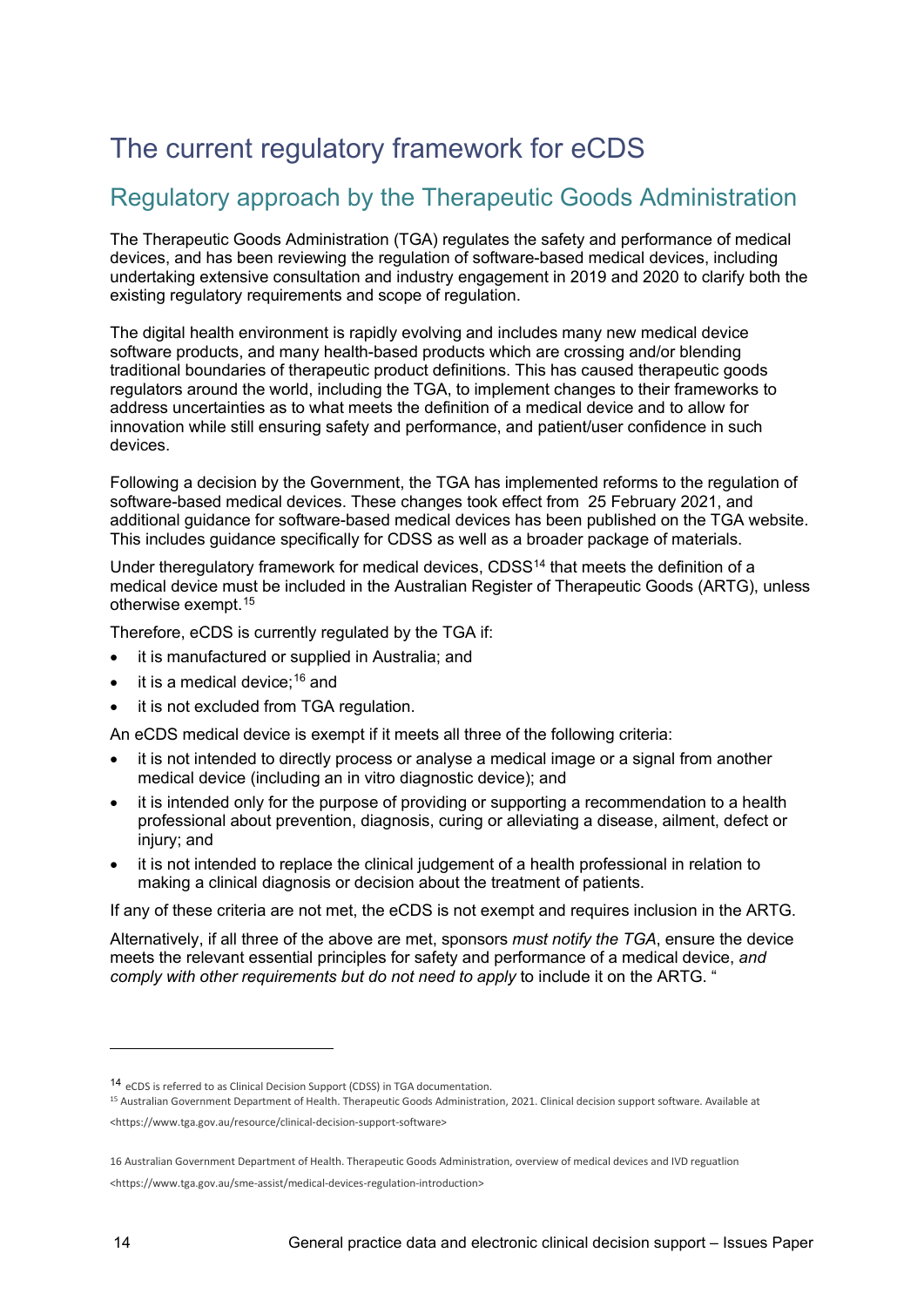# The current regulatory framework for eCDS

## Regulatory approach by the Therapeutic Goods Administration

The Therapeutic Goods Administration (TGA) regulates the safety and performance of medical devices, and has been reviewing the regulation of software-based medical devices, including undertaking extensive consultation and industry engagement in 2019 and 2020 to clarify both the existing regulatory requirements and scope of regulation.

The digital health environment is rapidly evolving and includes many new medical device software products, and many health-based products which are crossing and/or blending traditional boundaries of therapeutic product definitions. This has caused therapeutic goods regulators around the world, including the TGA, to implement changes to their frameworks to address uncertainties as to what meets the definition of a medical device and to allow for innovation while still ensuring safety and performance, and patient/user confidence in such devices.

Following a decision by the Government, the TGA has implemented reforms to the regulation of software-based medical devices. These changes took effect from 25 February 2021, and additional guidance for software-based medical devices has been published on the TGA website. This includes guidance specifically for CDSS as well as a broader package of materials.

Under theregulatory framework for medical devices, CDSS[14] that meets the definition of a medical device must be included in the Australian Register of Therapeutic Goods (ARTG), unless otherwise exempt.[15]

Therefore, eCDS is currently regulated by the TGA if:

- it is manufactured or supplied in Australia; and
- it is a medical device;[16] and
- it is not excluded from TGA regulation.

An eCDS medical device is exempt if it meets all three of the following criteria:

- it is not intended to directly process or analyse a medical image or a signal from another medical device (including an in vitro diagnostic device); and
- it is intended only for the purpose of providing or supporting a recommendation to a health professional about prevention, diagnosis, curing or alleviating a disease, ailment, defect or injury; and
- it is not intended to replace the clinical judgement of a health professional in relation to making a clinical diagnosis or decision about the treatment of patients.

If any of these criteria are not met, the eCDS is not exempt and requires inclusion in the ARTG.

Alternatively, if all three of the above are met, sponsors *must notify the TGA*, ensure the device meets the relevant essential principles for safety and performance of a medical device, *and comply with other requirements but do not need to apply* to include it on the ARTG. "

---

[14] eCDS is referred to as Clinical Decision Support (CDSS) in TGA documentation.

[15] Australian Government Department of Health. Therapeutic Goods Administration, 2021. Clinical decision support software. Available at <https://www.tga.gov.au/resource/clinical-decision-support-software>

16 Australian Government Department of Health. Therapeutic Goods Administration, overview of medical devices and IVD reguatlion <https://www.tga.gov.au/sme-assist/medical-devices-regulation-introduction>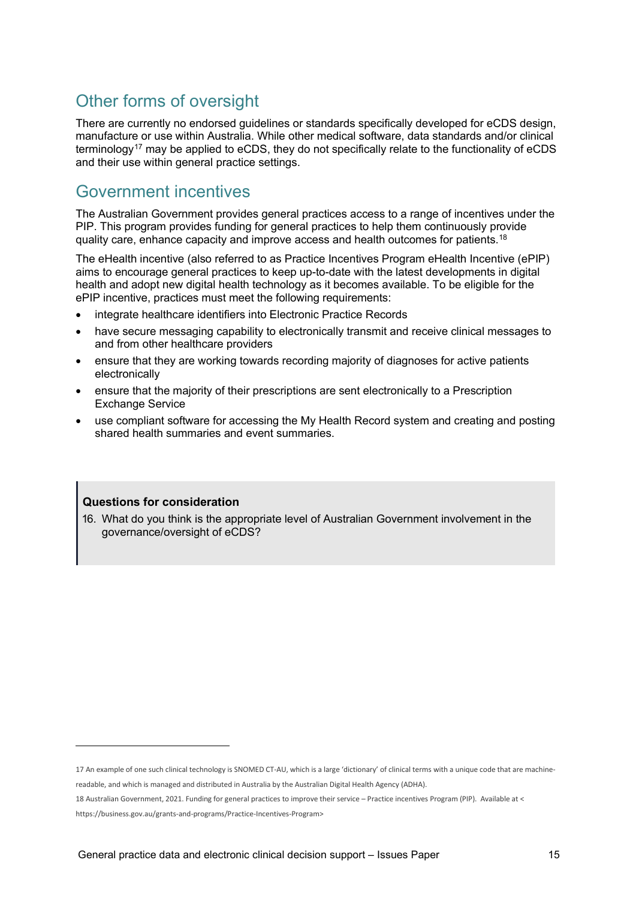## Other forms of oversight

There are currently no endorsed guidelines or standards specifically developed for eCDS design, manufacture or use within Australia. While other medical software, data standards and/or clinical terminology[17] may be applied to eCDS, they do not specifically relate to the functionality of eCDS and their use within general practice settings.

## Government incentives

The Australian Government provides general practices access to a range of incentives under the PIP. This program provides funding for general practices to help them continuously provide quality care, enhance capacity and improve access and health outcomes for patients.[18]

The eHealth incentive (also referred to as Practice Incentives Program eHealth Incentive (ePIP) aims to encourage general practices to keep up-to-date with the latest developments in digital health and adopt new digital health technology as it becomes available. To be eligible for the ePIP incentive, practices must meet the following requirements:

- integrate healthcare identifiers into Electronic Practice Records
- have secure messaging capability to electronically transmit and receive clinical messages to and from other healthcare providers
- ensure that they are working towards recording majority of diagnoses for active patients electronically
- ensure that the majority of their prescriptions are sent electronically to a Prescription Exchange Service
- use compliant software for accessing the My Health Record system and creating and posting shared health summaries and event summaries.

> **Questions for consideration**
>
> 16. What do you think is the appropriate level of Australian Government involvement in the governance/oversight of eCDS?

---

17 An example of one such clinical technology is SNOMED CT-AU, which is a large 'dictionary' of clinical terms with a unique code that are machine-readable, and which is managed and distributed in Australia by the Australian Digital Health Agency (ADHA).

18 Australian Government, 2021. Funding for general practices to improve their service – Practice incentives Program (PIP). Available at < https://business.gov.au/grants-and-programs/Practice-Incentives-Program>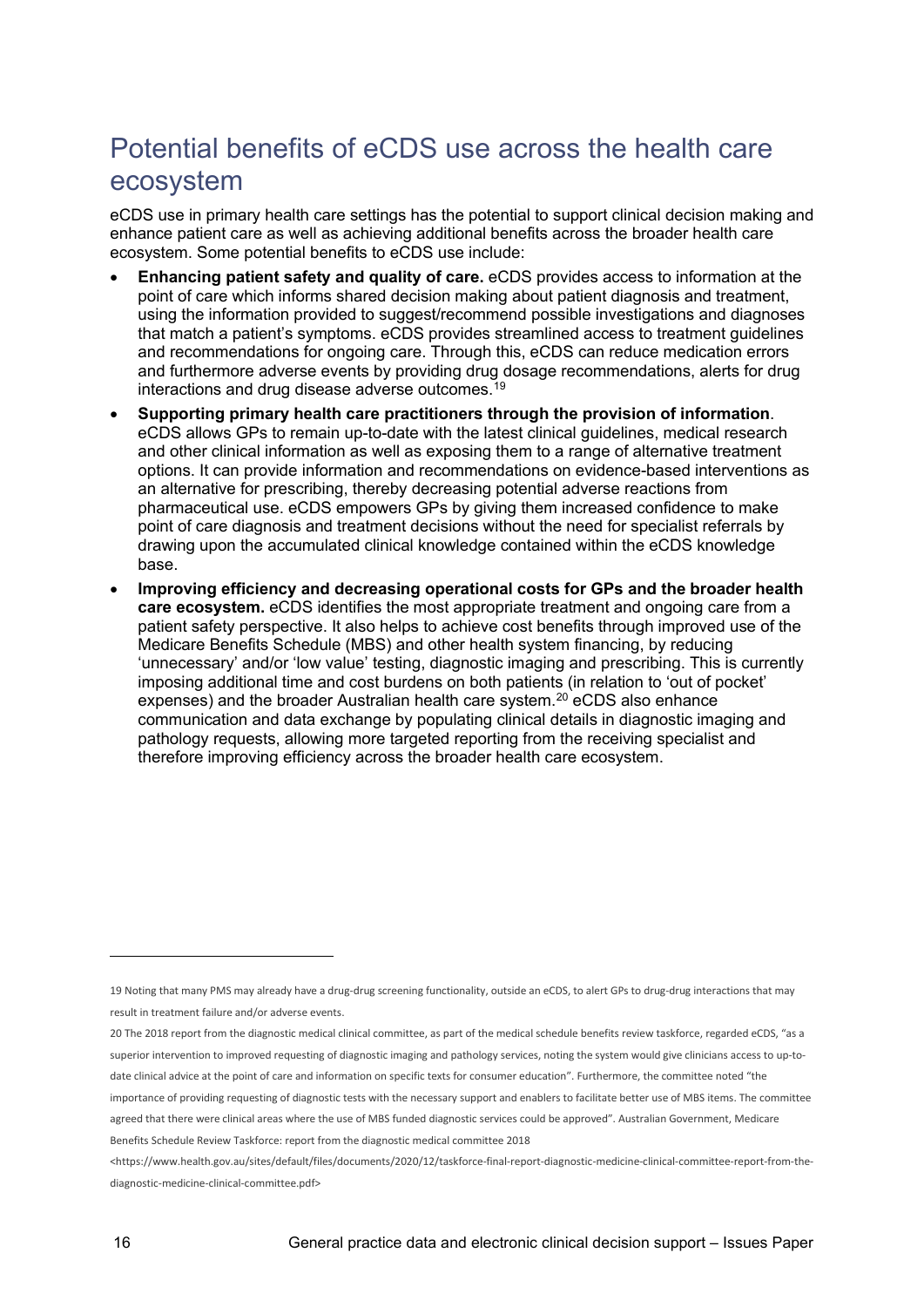## Potential benefits of eCDS use across the health care ecosystem

eCDS use in primary health care settings has the potential to support clinical decision making and enhance patient care as well as achieving additional benefits across the broader health care ecosystem. Some potential benefits to eCDS use include:

- **Enhancing patient safety and quality of care.** eCDS provides access to information at the point of care which informs shared decision making about patient diagnosis and treatment, using the information provided to suggest/recommend possible investigations and diagnoses that match a patient's symptoms. eCDS provides streamlined access to treatment guidelines and recommendations for ongoing care. Through this, eCDS can reduce medication errors and furthermore adverse events by providing drug dosage recommendations, alerts for drug interactions and drug disease adverse outcomes.[19]
- **Supporting primary health care practitioners through the provision of information**. eCDS allows GPs to remain up-to-date with the latest clinical guidelines, medical research and other clinical information as well as exposing them to a range of alternative treatment options. It can provide information and recommendations on evidence-based interventions as an alternative for prescribing, thereby decreasing potential adverse reactions from pharmaceutical use. eCDS empowers GPs by giving them increased confidence to make point of care diagnosis and treatment decisions without the need for specialist referrals by drawing upon the accumulated clinical knowledge contained within the eCDS knowledge base.
- **Improving efficiency and decreasing operational costs for GPs and the broader health care ecosystem.** eCDS identifies the most appropriate treatment and ongoing care from a patient safety perspective. It also helps to achieve cost benefits through improved use of the Medicare Benefits Schedule (MBS) and other health system financing, by reducing 'unnecessary' and/or 'low value' testing, diagnostic imaging and prescribing. This is currently imposing additional time and cost burdens on both patients (in relation to 'out of pocket' expenses) and the broader Australian health care system.[20] eCDS also enhance communication and data exchange by populating clinical details in diagnostic imaging and pathology requests, allowing more targeted reporting from the receiving specialist and therefore improving efficiency across the broader health care ecosystem.

---

19 Noting that many PMS may already have a drug-drug screening functionality, outside an eCDS, to alert GPs to drug-drug interactions that may result in treatment failure and/or adverse events.

20 The 2018 report from the diagnostic medical clinical committee, as part of the medical schedule benefits review taskforce, regarded eCDS, "as a superior intervention to improved requesting of diagnostic imaging and pathology services, noting the system would give clinicians access to up-to-date clinical advice at the point of care and information on specific texts for consumer education". Furthermore, the committee noted "the importance of providing requesting of diagnostic tests with the necessary support and enablers to facilitate better use of MBS items. The committee agreed that there were clinical areas where the use of MBS funded diagnostic services could be approved". Australian Government, Medicare Benefits Schedule Review Taskforce: report from the diagnostic medical committee 2018 <https://www.health.gov.au/sites/default/files/documents/2020/12/taskforce-final-report-diagnostic-medicine-clinical-committee-report-from-the-diagnostic-medicine-clinical-committee.pdf>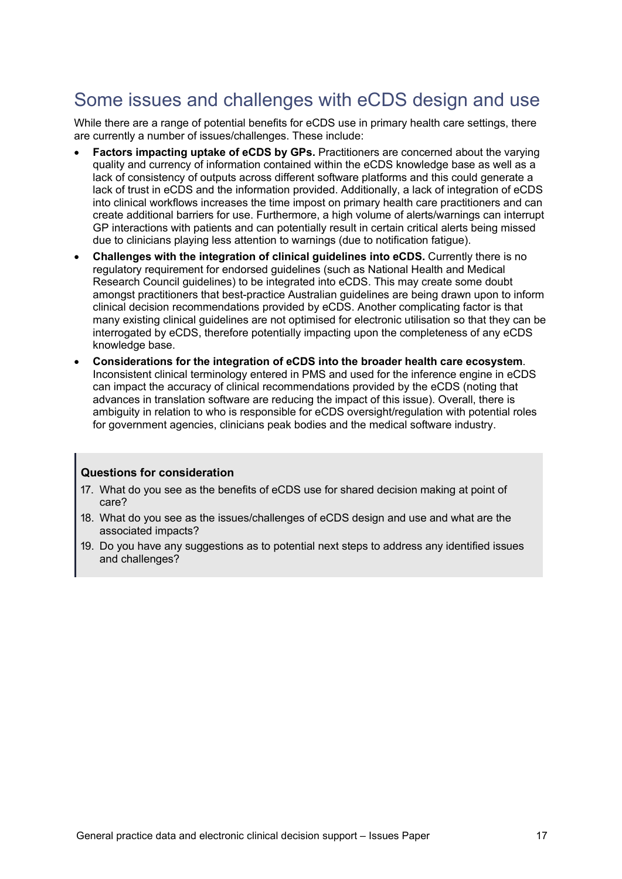## Some issues and challenges with eCDS design and use

While there are a range of potential benefits for eCDS use in primary health care settings, there are currently a number of issues/challenges. These include:

- **Factors impacting uptake of eCDS by GPs.** Practitioners are concerned about the varying quality and currency of information contained within the eCDS knowledge base as well as a lack of consistency of outputs across different software platforms and this could generate a lack of trust in eCDS and the information provided. Additionally, a lack of integration of eCDS into clinical workflows increases the time impost on primary health care practitioners and can create additional barriers for use. Furthermore, a high volume of alerts/warnings can interrupt GP interactions with patients and can potentially result in certain critical alerts being missed due to clinicians playing less attention to warnings (due to notification fatigue).
- **Challenges with the integration of clinical guidelines into eCDS.** Currently there is no regulatory requirement for endorsed guidelines (such as National Health and Medical Research Council guidelines) to be integrated into eCDS. This may create some doubt amongst practitioners that best-practice Australian guidelines are being drawn upon to inform clinical decision recommendations provided by eCDS. Another complicating factor is that many existing clinical guidelines are not optimised for electronic utilisation so that they can be interrogated by eCDS, therefore potentially impacting upon the completeness of any eCDS knowledge base.
- **Considerations for the integration of eCDS into the broader health care ecosystem**. Inconsistent clinical terminology entered in PMS and used for the inference engine in eCDS can impact the accuracy of clinical recommendations provided by the eCDS (noting that advances in translation software are reducing the impact of this issue). Overall, there is ambiguity in relation to who is responsible for eCDS oversight/regulation with potential roles for government agencies, clinicians peak bodies and the medical software industry.

> **Questions for consideration**
>
> 17. What do you see as the benefits of eCDS use for shared decision making at point of care?
> 18. What do you see as the issues/challenges of eCDS design and use and what are the associated impacts?
> 19. Do you have any suggestions as to potential next steps to address any identified issues and challenges?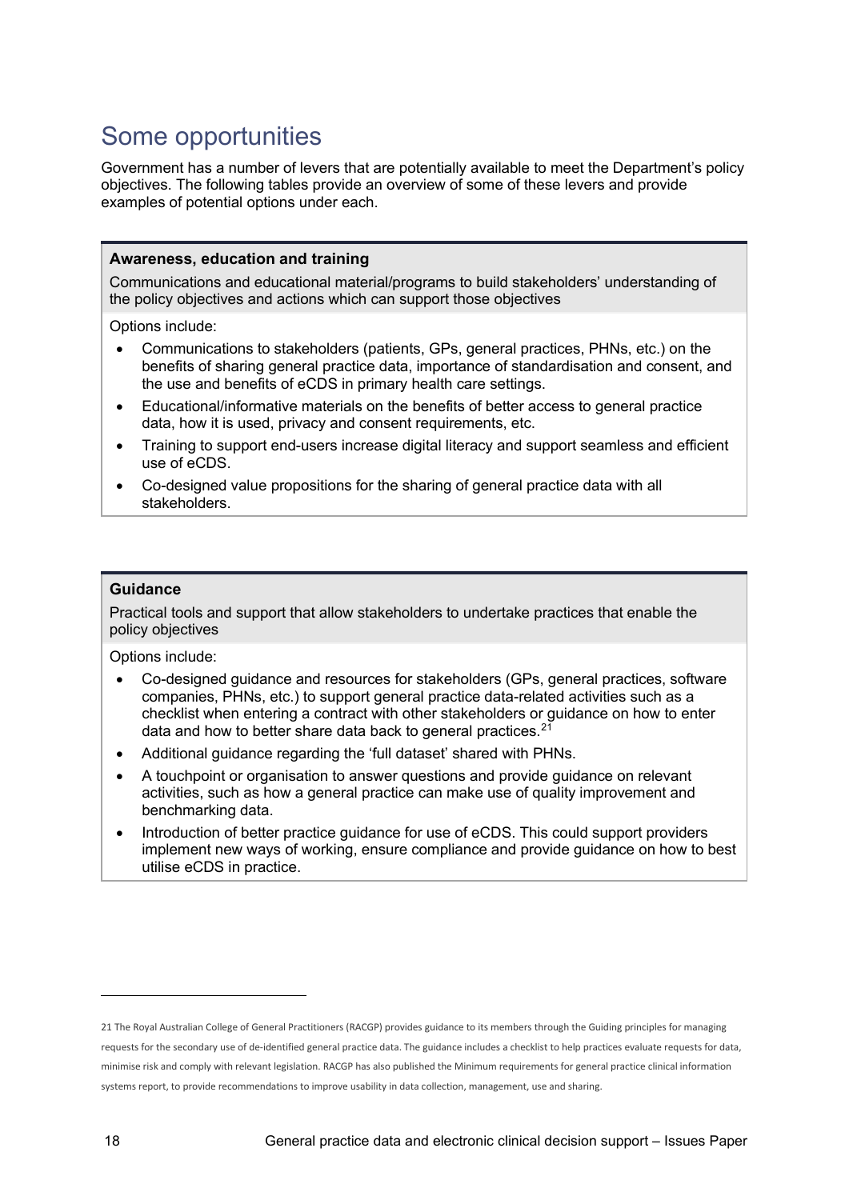# Some opportunities

Government has a number of levers that are potentially available to meet the Department's policy objectives. The following tables provide an overview of some of these levers and provide examples of potential options under each.

**Awareness, education and training**

Communications and educational material/programs to build stakeholders' understanding of the policy objectives and actions which can support those objectives

Options include:

- Communications to stakeholders (patients, GPs, general practices, PHNs, etc.) on the benefits of sharing general practice data, importance of standardisation and consent, and the use and benefits of eCDS in primary health care settings.
- Educational/informative materials on the benefits of better access to general practice data, how it is used, privacy and consent requirements, etc.
- Training to support end-users increase digital literacy and support seamless and efficient use of eCDS.
- Co-designed value propositions for the sharing of general practice data with all stakeholders.

**Guidance**

Practical tools and support that allow stakeholders to undertake practices that enable the policy objectives

Options include:

- Co-designed guidance and resources for stakeholders (GPs, general practices, software companies, PHNs, etc.) to support general practice data-related activities such as a checklist when entering a contract with other stakeholders or guidance on how to enter data and how to better share data back to general practices.[21]
- Additional guidance regarding the 'full dataset' shared with PHNs.
- A touchpoint or organisation to answer questions and provide guidance on relevant activities, such as how a general practice can make use of quality improvement and benchmarking data.
- Introduction of better practice guidance for use of eCDS. This could support providers implement new ways of working, ensure compliance and provide guidance on how to best utilise eCDS in practice.

---

21 The Royal Australian College of General Practitioners (RACGP) provides guidance to its members through the Guiding principles for managing requests for the secondary use of de-identified general practice data. The guidance includes a checklist to help practices evaluate requests for data, minimise risk and comply with relevant legislation. RACGP has also published the Minimum requirements for general practice clinical information systems report, to provide recommendations to improve usability in data collection, management, use and sharing.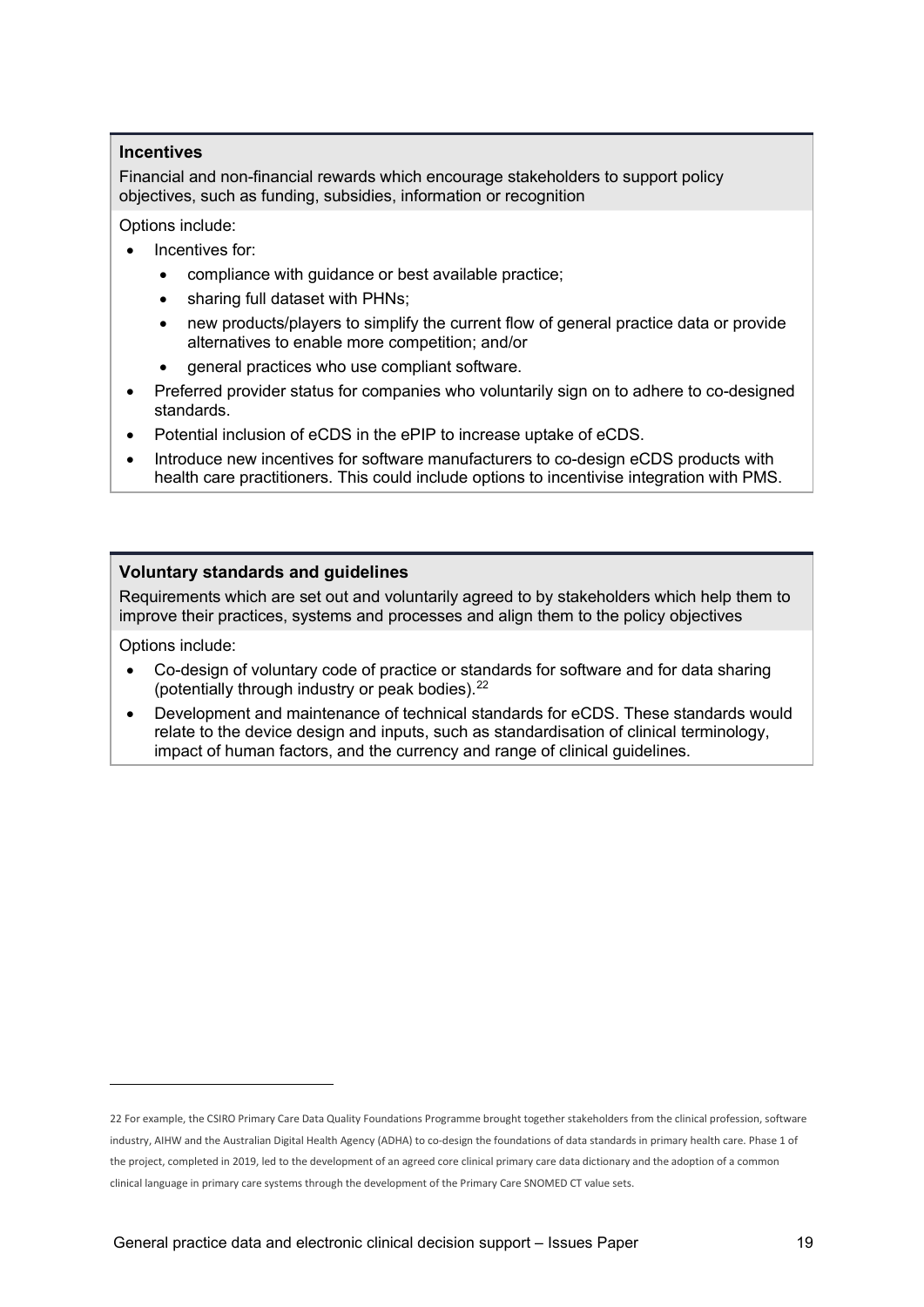**Incentives**

Financial and non-financial rewards which encourage stakeholders to support policy objectives, such as funding, subsidies, information or recognition

Options include:

- Incentives for:
  - compliance with guidance or best available practice;
  - sharing full dataset with PHNs;
  - new products/players to simplify the current flow of general practice data or provide alternatives to enable more competition; and/or
  - general practices who use compliant software.
- Preferred provider status for companies who voluntarily sign on to adhere to co-designed standards.
- Potential inclusion of eCDS in the ePIP to increase uptake of eCDS.
- Introduce new incentives for software manufacturers to co-design eCDS products with health care practitioners. This could include options to incentivise integration with PMS.

**Voluntary standards and guidelines**

Requirements which are set out and voluntarily agreed to by stakeholders which help them to improve their practices, systems and processes and align them to the policy objectives

Options include:

- Co-design of voluntary code of practice or standards for software and for data sharing (potentially through industry or peak bodies).[22]
- Development and maintenance of technical standards for eCDS. These standards would relate to the device design and inputs, such as standardisation of clinical terminology, impact of human factors, and the currency and range of clinical guidelines.

---

[22] For example, the CSIRO Primary Care Data Quality Foundations Programme brought together stakeholders from the clinical profession, software industry, AIHW and the Australian Digital Health Agency (ADHA) to co-design the foundations of data standards in primary health care. Phase 1 of the project, completed in 2019, led to the development of an agreed core clinical primary care data dictionary and the adoption of a common clinical language in primary care systems through the development of the Primary Care SNOMED CT value sets.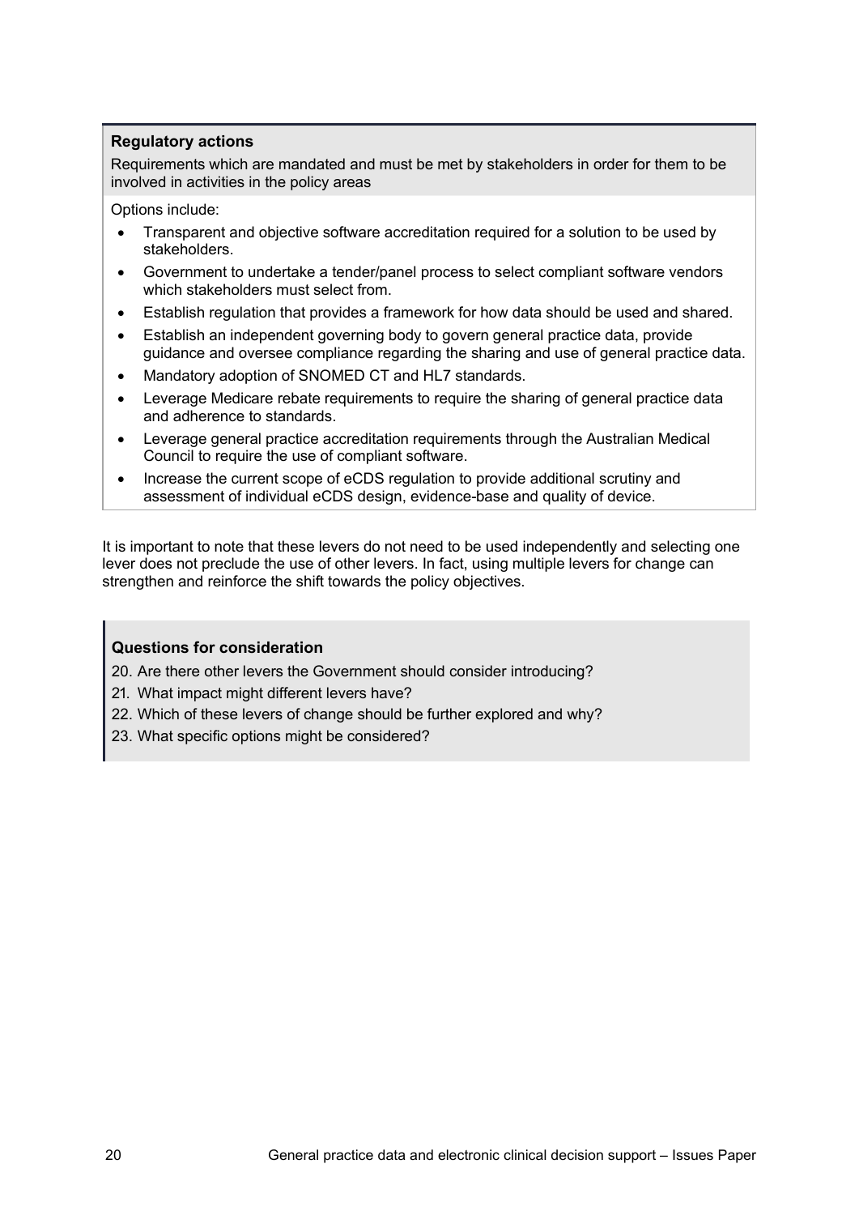**Regulatory actions**

Requirements which are mandated and must be met by stakeholders in order for them to be involved in activities in the policy areas

Options include:

- Transparent and objective software accreditation required for a solution to be used by stakeholders.
- Government to undertake a tender/panel process to select compliant software vendors which stakeholders must select from.
- Establish regulation that provides a framework for how data should be used and shared.
- Establish an independent governing body to govern general practice data, provide guidance and oversee compliance regarding the sharing and use of general practice data.
- Mandatory adoption of SNOMED CT and HL7 standards.
- Leverage Medicare rebate requirements to require the sharing of general practice data and adherence to standards.
- Leverage general practice accreditation requirements through the Australian Medical Council to require the use of compliant software.
- Increase the current scope of eCDS regulation to provide additional scrutiny and assessment of individual eCDS design, evidence-base and quality of device.

It is important to note that these levers do not need to be used independently and selecting one lever does not preclude the use of other levers. In fact, using multiple levers for change can strengthen and reinforce the shift towards the policy objectives.

**Questions for consideration**

20. Are there other levers the Government should consider introducing?
21. What impact might different levers have?
22. Which of these levers of change should be further explored and why?
23. What specific options might be considered?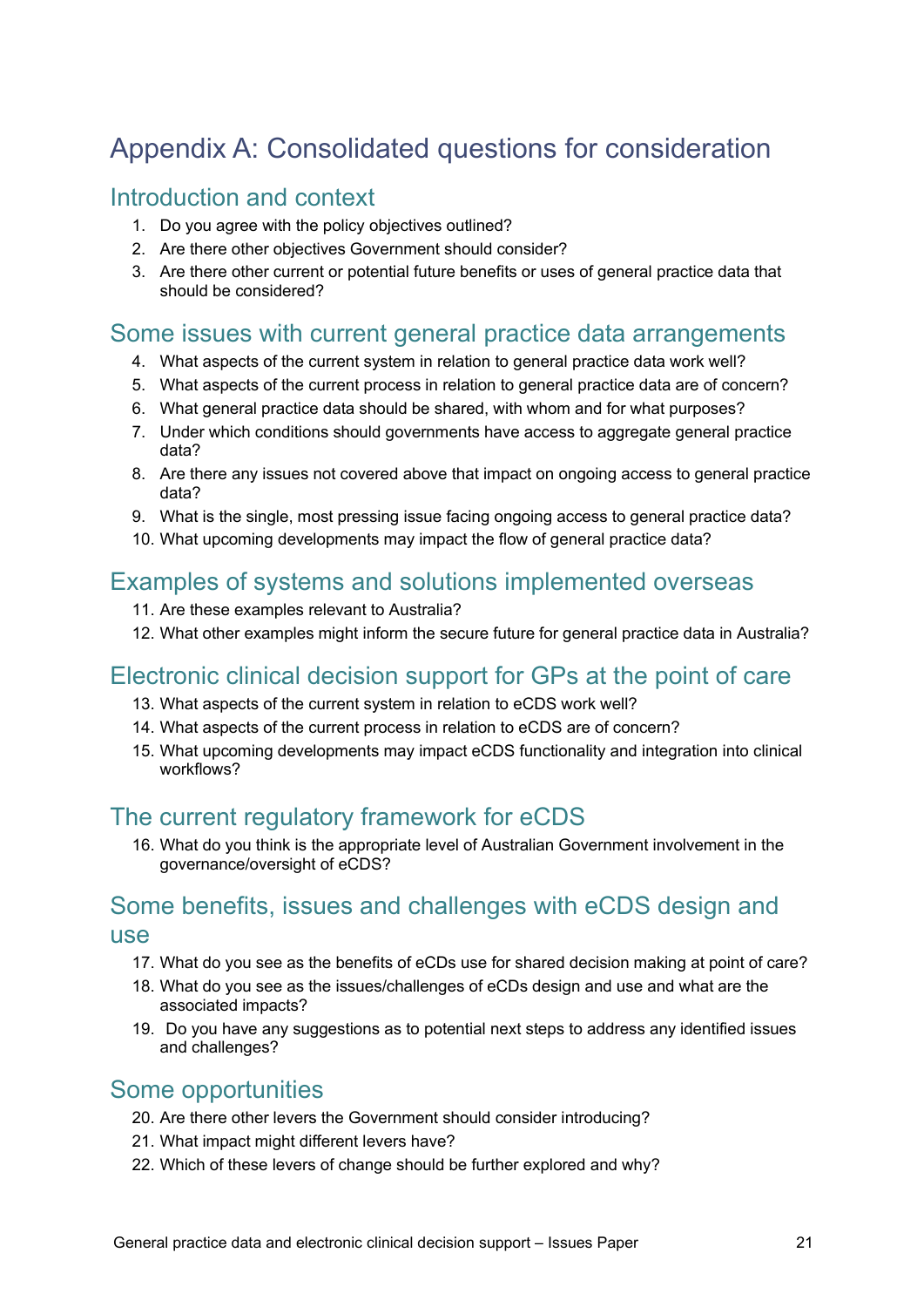# Appendix A: Consolidated questions for consideration

## Introduction and context

1. Do you agree with the policy objectives outlined?
2. Are there other objectives Government should consider?
3. Are there other current or potential future benefits or uses of general practice data that should be considered?

## Some issues with current general practice data arrangements

4. What aspects of the current system in relation to general practice data work well?
5. What aspects of the current process in relation to general practice data are of concern?
6. What general practice data should be shared, with whom and for what purposes?
7. Under which conditions should governments have access to aggregate general practice data?
8. Are there any issues not covered above that impact on ongoing access to general practice data?
9. What is the single, most pressing issue facing ongoing access to general practice data?
10. What upcoming developments may impact the flow of general practice data?

## Examples of systems and solutions implemented overseas

11. Are these examples relevant to Australia?
12. What other examples might inform the secure future for general practice data in Australia?

## Electronic clinical decision support for GPs at the point of care

13. What aspects of the current system in relation to eCDS work well?
14. What aspects of the current process in relation to eCDS are of concern?
15. What upcoming developments may impact eCDS functionality and integration into clinical workflows?

## The current regulatory framework for eCDS

16. What do you think is the appropriate level of Australian Government involvement in the governance/oversight of eCDS?

## Some benefits, issues and challenges with eCDS design and use

17. What do you see as the benefits of eCDs use for shared decision making at point of care?
18. What do you see as the issues/challenges of eCDs design and use and what are the associated impacts?
19. Do you have any suggestions as to potential next steps to address any identified issues and challenges?

## Some opportunities

20. Are there other levers the Government should consider introducing?
21. What impact might different levers have?
22. Which of these levers of change should be further explored and why?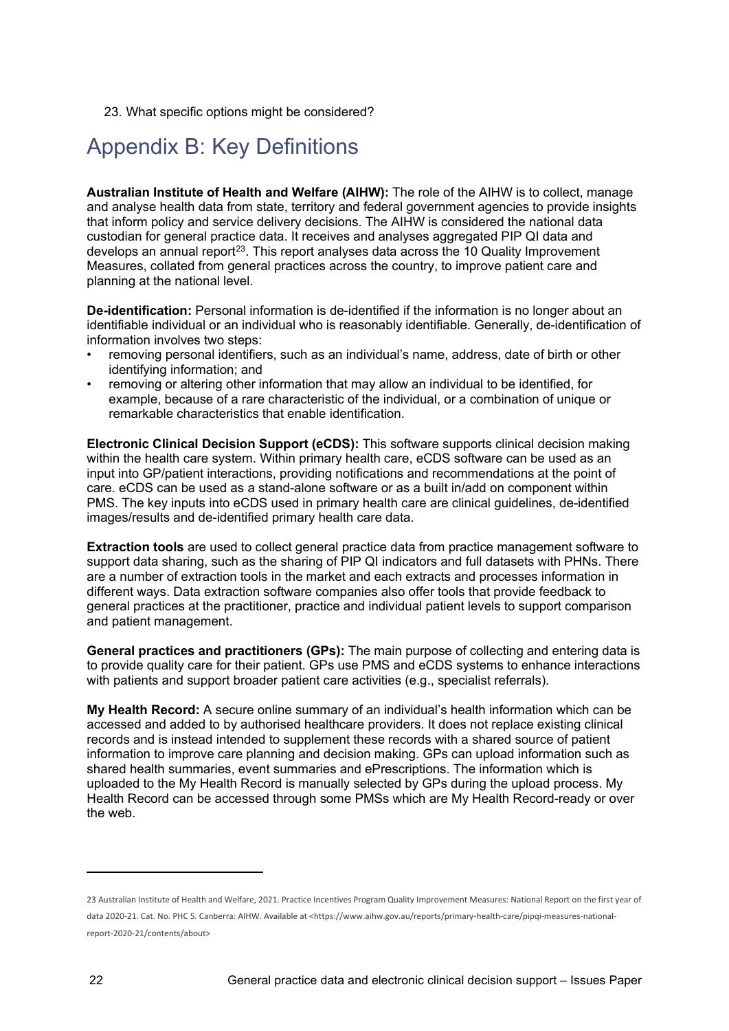23. What specific options might be considered?

# Appendix B: Key Definitions

**Australian Institute of Health and Welfare (AIHW):** The role of the AIHW is to collect, manage and analyse health data from state, territory and federal government agencies to provide insights that inform policy and service delivery decisions. The AIHW is considered the national data custodian for general practice data. It receives and analyses aggregated PIP QI data and develops an annual report[23]. This report analyses data across the 10 Quality Improvement Measures, collated from general practices across the country, to improve patient care and planning at the national level.

**De-identification:** Personal information is de-identified if the information is no longer about an identifiable individual or an individual who is reasonably identifiable. Generally, de-identification of information involves two steps:

- removing personal identifiers, such as an individual's name, address, date of birth or other identifying information; and
- removing or altering other information that may allow an individual to be identified, for example, because of a rare characteristic of the individual, or a combination of unique or remarkable characteristics that enable identification.

**Electronic Clinical Decision Support (eCDS):** This software supports clinical decision making within the health care system. Within primary health care, eCDS software can be used as an input into GP/patient interactions, providing notifications and recommendations at the point of care. eCDS can be used as a stand-alone software or as a built in/add on component within PMS. The key inputs into eCDS used in primary health care are clinical guidelines, de-identified images/results and de-identified primary health care data.

**Extraction tools** are used to collect general practice data from practice management software to support data sharing, such as the sharing of PIP QI indicators and full datasets with PHNs. There are a number of extraction tools in the market and each extracts and processes information in different ways. Data extraction software companies also offer tools that provide feedback to general practices at the practitioner, practice and individual patient levels to support comparison and patient management.

**General practices and practitioners (GPs):** The main purpose of collecting and entering data is to provide quality care for their patient. GPs use PMS and eCDS systems to enhance interactions with patients and support broader patient care activities (e.g., specialist referrals).

**My Health Record:** A secure online summary of an individual's health information which can be accessed and added to by authorised healthcare providers. It does not replace existing clinical records and is instead intended to supplement these records with a shared source of patient information to improve care planning and decision making. GPs can upload information such as shared health summaries, event summaries and ePrescriptions. The information which is uploaded to the My Health Record is manually selected by GPs during the upload process. My Health Record can be accessed through some PMSs which are My Health Record-ready or over the web.

---

23 Australian Institute of Health and Welfare, 2021. Practice Incentives Program Quality Improvement Measures: National Report on the first year of data 2020-21. Cat. No. PHC 5. Canberra: AIHW. Available at <https://www.aihw.gov.au/reports/primary-health-care/pipqi-measures-national-report-2020-21/contents/about>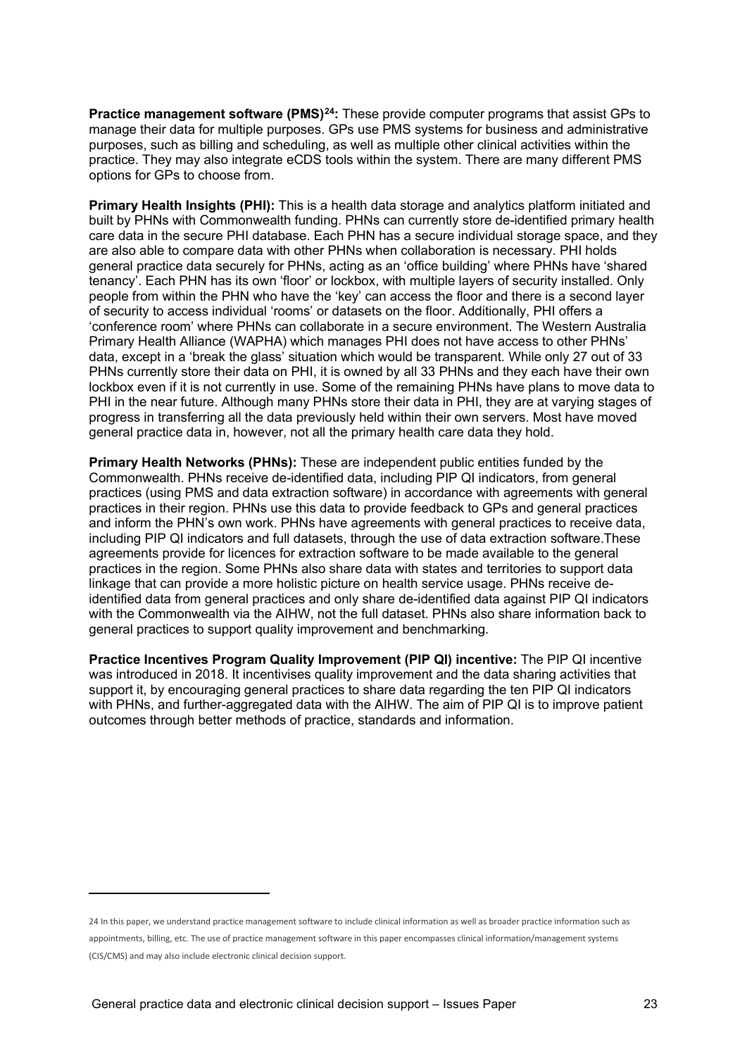**Practice management software (PMS)[24]:** These provide computer programs that assist GPs to manage their data for multiple purposes. GPs use PMS systems for business and administrative purposes, such as billing and scheduling, as well as multiple other clinical activities within the practice. They may also integrate eCDS tools within the system. There are many different PMS options for GPs to choose from.

**Primary Health Insights (PHI):** This is a health data storage and analytics platform initiated and built by PHNs with Commonwealth funding. PHNs can currently store de-identified primary health care data in the secure PHI database. Each PHN has a secure individual storage space, and they are also able to compare data with other PHNs when collaboration is necessary. PHI holds general practice data securely for PHNs, acting as an 'office building' where PHNs have 'shared tenancy'. Each PHN has its own 'floor' or lockbox, with multiple layers of security installed. Only people from within the PHN who have the 'key' can access the floor and there is a second layer of security to access individual 'rooms' or datasets on the floor. Additionally, PHI offers a 'conference room' where PHNs can collaborate in a secure environment. The Western Australia Primary Health Alliance (WAPHA) which manages PHI does not have access to other PHNs' data, except in a 'break the glass' situation which would be transparent. While only 27 out of 33 PHNs currently store their data on PHI, it is owned by all 33 PHNs and they each have their own lockbox even if it is not currently in use. Some of the remaining PHNs have plans to move data to PHI in the near future. Although many PHNs store their data in PHI, they are at varying stages of progress in transferring all the data previously held within their own servers. Most have moved general practice data in, however, not all the primary health care data they hold.

**Primary Health Networks (PHNs):** These are independent public entities funded by the Commonwealth. PHNs receive de-identified data, including PIP QI indicators, from general practices (using PMS and data extraction software) in accordance with agreements with general practices in their region. PHNs use this data to provide feedback to GPs and general practices and inform the PHN's own work. PHNs have agreements with general practices to receive data, including PIP QI indicators and full datasets, through the use of data extraction software.These agreements provide for licences for extraction software to be made available to the general practices in the region. Some PHNs also share data with states and territories to support data linkage that can provide a more holistic picture on health service usage. PHNs receive de-identified data from general practices and only share de-identified data against PIP QI indicators with the Commonwealth via the AIHW, not the full dataset. PHNs also share information back to general practices to support quality improvement and benchmarking.

**Practice Incentives Program Quality Improvement (PIP QI) incentive:** The PIP QI incentive was introduced in 2018. It incentivises quality improvement and the data sharing activities that support it, by encouraging general practices to share data regarding the ten PIP QI indicators with PHNs, and further-aggregated data with the AIHW. The aim of PIP QI is to improve patient outcomes through better methods of practice, standards and information.

---

24 In this paper, we understand practice management software to include clinical information as well as broader practice information such as appointments, billing, etc. The use of practice management software in this paper encompasses clinical information/management systems (CIS/CMS) and may also include electronic clinical decision support.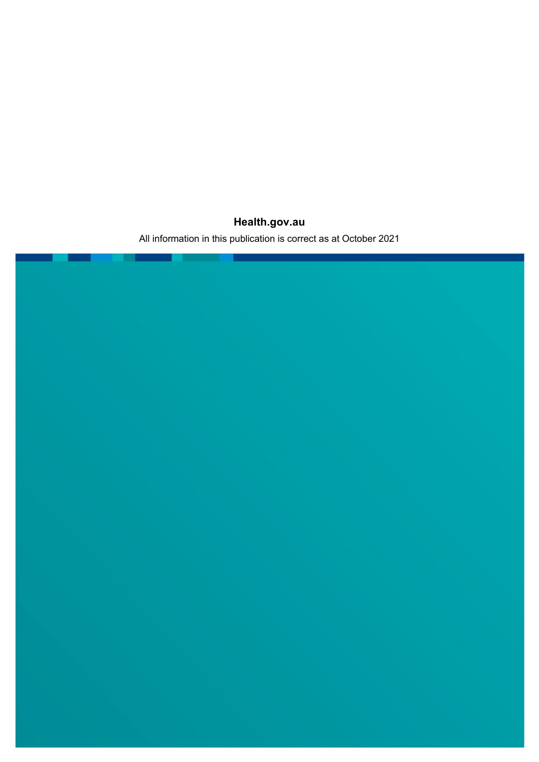**Health.gov.au**

All information in this publication is correct as at October 2021